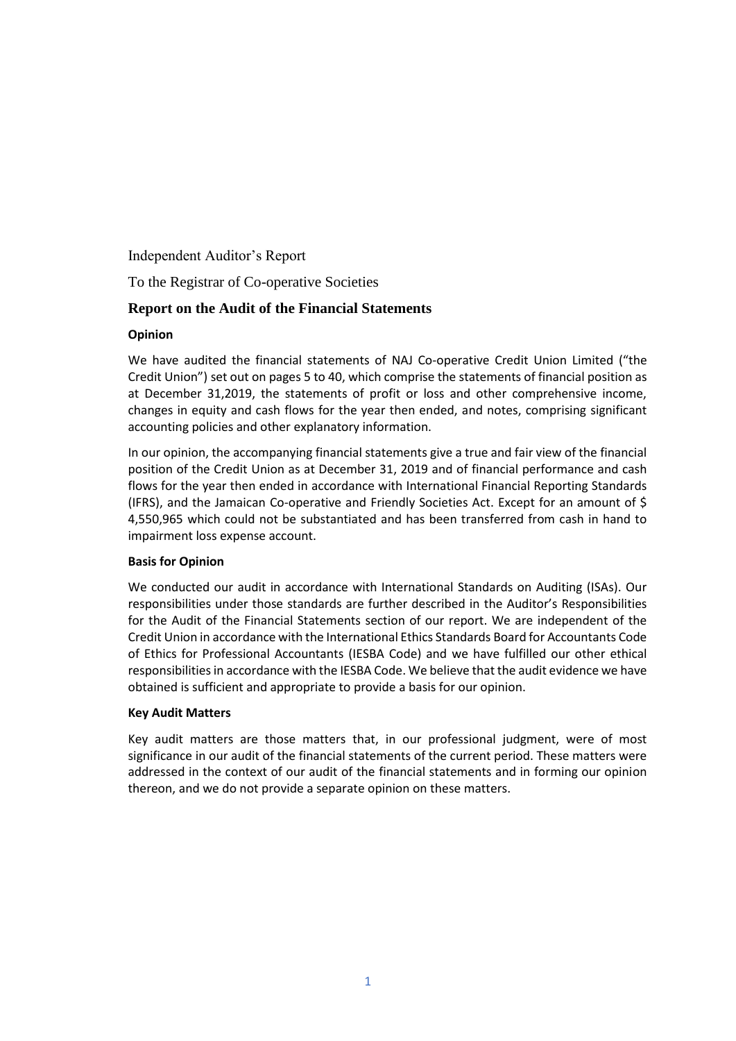Independent Auditor's Report

To the Registrar of Co-operative Societies

## Report on the Audit of the Financial Statements

### Opinion

We have audited the financial statements of NAJ Co-operative Credit Union Limited ("the Credit Union") set out on pages 5 to 40, which comprise the statements of financial position as at December 31,2019, the statements of profit or loss and other comprehensive income, changes in equity and cash flows for the year then ended, and notes, comprising significant accounting policies and other explanatory information.

In our opinion, the accompanying financial statements give a true and fair view of the financial position of the Credit Union as at December 31, 2019 and of financial performance and cash flows for the year then ended in accordance with International Financial Reporting Standards (IFRS), and the Jamaican Co-operative and Friendly Societies Act. Except for an amount of $ 4,550,965 which could not be substantiated and has been transferred from cash in hand to impairment loss expense account.

### Basis for Opinion

We conducted our audit in accordance with International Standards on Auditing (ISAs). Our responsibilities under those standards are further described in the Auditor's Responsibilities for the Audit of the Financial Statements section of our report. We are independent of the Credit Union in accordance with the International Ethics Standards Board for Accountants Code of Ethics for Professional Accountants (IESBA Code) and we have fulfilled our other ethical responsibilities in accordance with the IESBA Code. We believe that the audit evidence we have obtained is sufficient and appropriate to provide a basis for our opinion.

### Key Audit Matters

Key audit matters are those matters that, in our professional judgment, were of most significance in our audit of the financial statements of the current period. These matters were addressed in the context of our audit of the financial statements and in forming our opinion thereon, and we do not provide a separate opinion on these matters.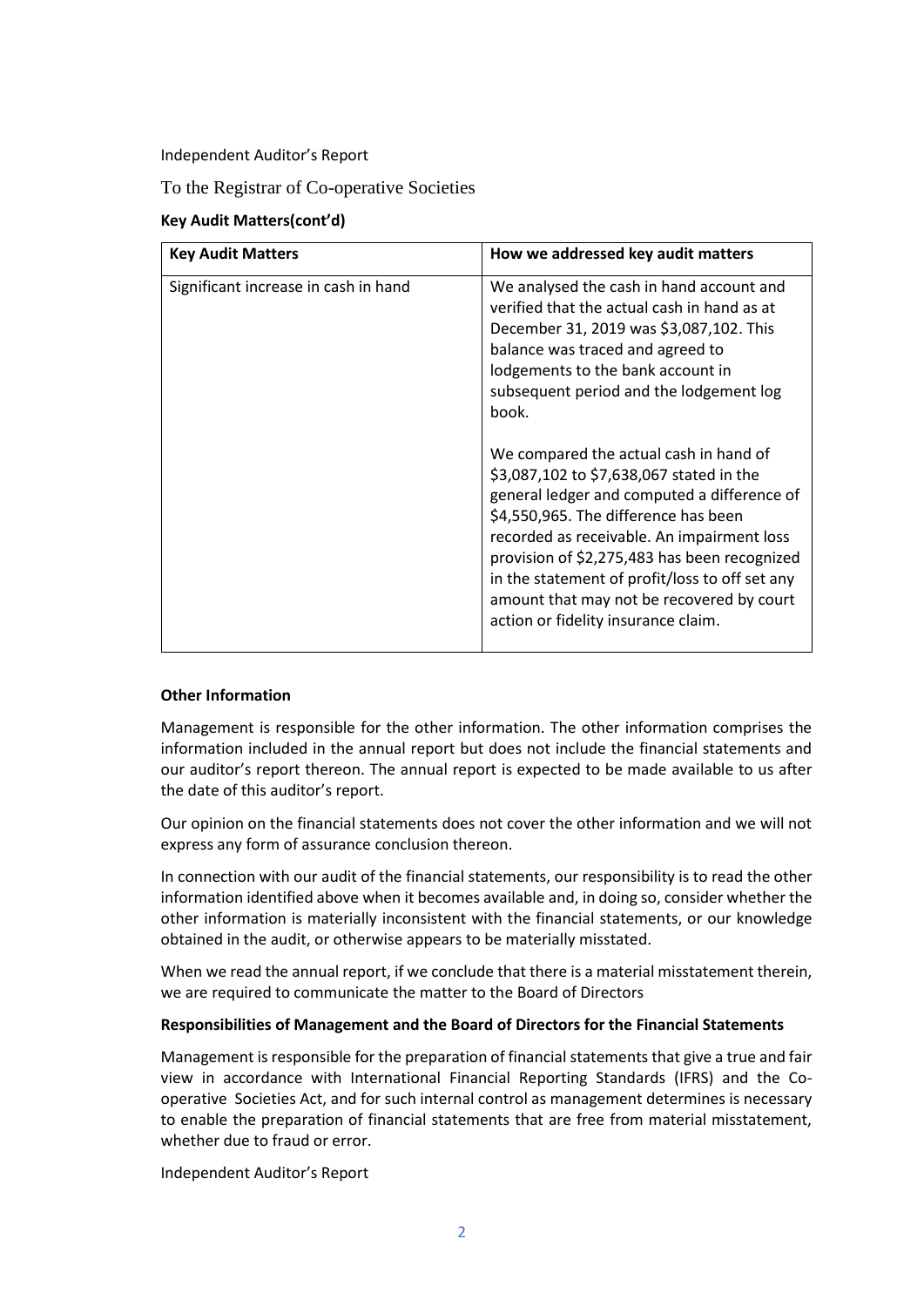Independent Auditor's Report

To the Registrar of Co-operative Societies

**Key Audit Matters(cont'd)**

| **Key Audit Matters** | **How we addressed key audit matters** |
| --- | --- |
| Significant increase in cash in hand | We analysed the cash in hand account and verified that the actual cash in hand as at December 31, 2019 was $3,087,102. This balance was traced and agreed to lodgements to the bank account in subsequent period and the lodgement log book.<br><br>We compared the actual cash in hand of $3,087,102 to $7,638,067 stated in the general ledger and computed a difference of $4,550,965. The difference has been recorded as receivable. An impairment loss provision of $2,275,483 has been recognized in the statement of profit/loss to off set any amount that may not be recovered by court action or fidelity insurance claim. |

**Other Information**

Management is responsible for the other information. The other information comprises the information included in the annual report but does not include the financial statements and our auditor's report thereon. The annual report is expected to be made available to us after the date of this auditor's report.

Our opinion on the financial statements does not cover the other information and we will not express any form of assurance conclusion thereon.

In connection with our audit of the financial statements, our responsibility is to read the other information identified above when it becomes available and, in doing so, consider whether the other information is materially inconsistent with the financial statements, or our knowledge obtained in the audit, or otherwise appears to be materially misstated.

When we read the annual report, if we conclude that there is a material misstatement therein, we are required to communicate the matter to the Board of Directors

**Responsibilities of Management and the Board of Directors for the Financial Statements**

Management is responsible for the preparation of financial statements that give a true and fair view in accordance with International Financial Reporting Standards (IFRS) and the Co-operative Societies Act, and for such internal control as management determines is necessary to enable the preparation of financial statements that are free from material misstatement, whether due to fraud or error.

Independent Auditor's Report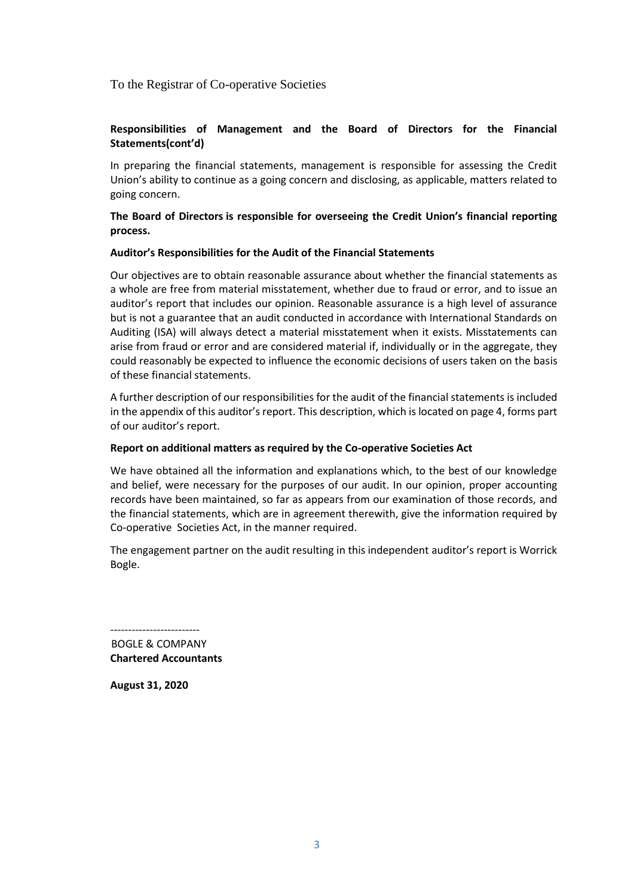To the Registrar of Co-operative Societies

**Responsibilities of Management and the Board of Directors for the Financial Statements(cont'd)**

In preparing the financial statements, management is responsible for assessing the Credit Union's ability to continue as a going concern and disclosing, as applicable, matters related to going concern.

**The Board of Directors is responsible for overseeing the Credit Union's financial reporting process.**

**Auditor's Responsibilities for the Audit of the Financial Statements**

Our objectives are to obtain reasonable assurance about whether the financial statements as a whole are free from material misstatement, whether due to fraud or error, and to issue an auditor's report that includes our opinion. Reasonable assurance is a high level of assurance but is not a guarantee that an audit conducted in accordance with International Standards on Auditing (ISA) will always detect a material misstatement when it exists. Misstatements can arise from fraud or error and are considered material if, individually or in the aggregate, they could reasonably be expected to influence the economic decisions of users taken on the basis of these financial statements.

A further description of our responsibilities for the audit of the financial statements is included in the appendix of this auditor's report. This description, which is located on page 4, forms part of our auditor's report.

**Report on additional matters as required by the Co-operative Societies Act**

We have obtained all the information and explanations which, to the best of our knowledge and belief, were necessary for the purposes of our audit. In our opinion, proper accounting records have been maintained, so far as appears from our examination of those records, and the financial statements, which are in agreement therewith, give the information required by Co-operative Societies Act, in the manner required.

The engagement partner on the audit resulting in this independent auditor's report is Worrick Bogle.

-------------------------

BOGLE & COMPANY
**Chartered Accountants**

**August 31, 2020**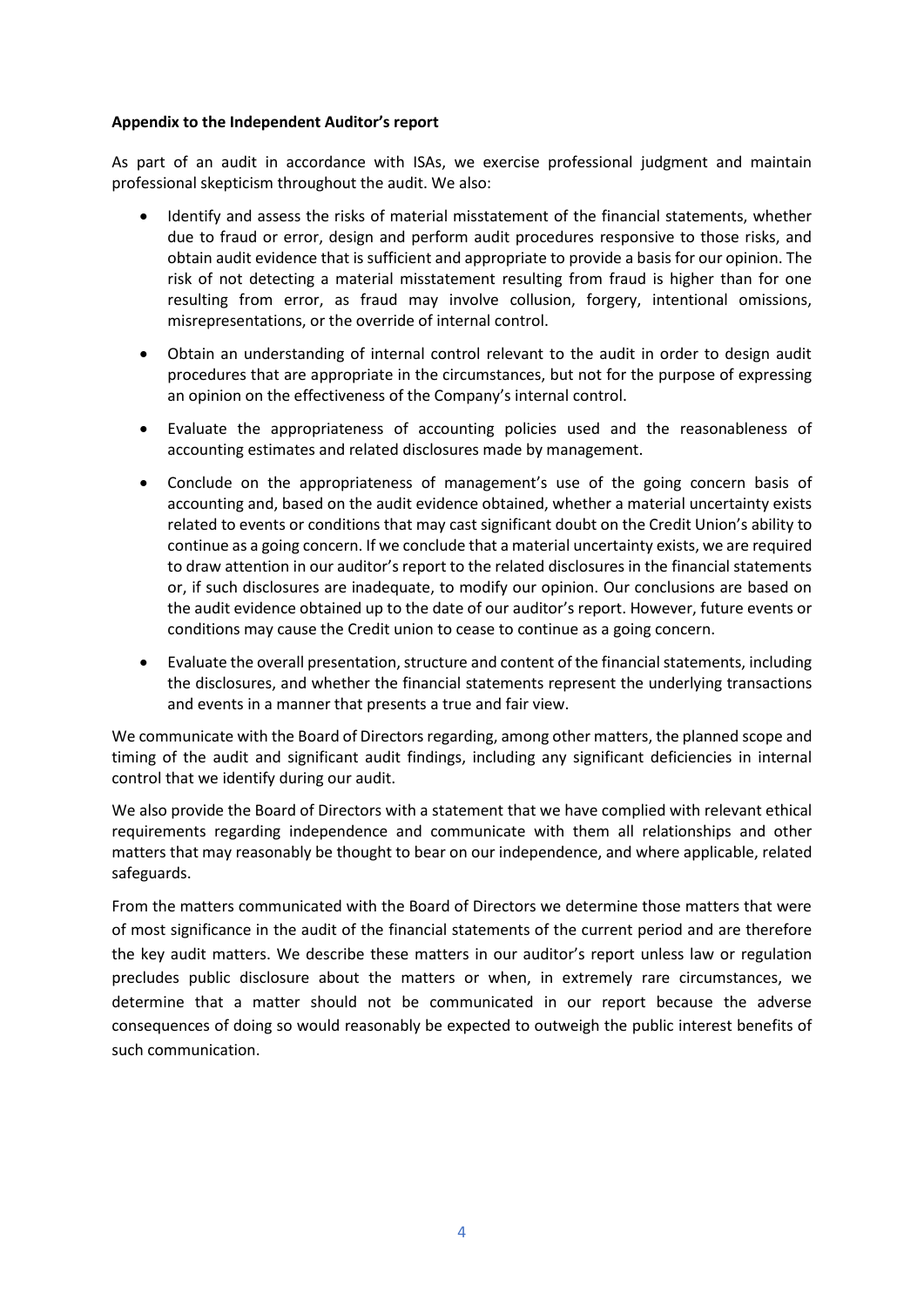**Appendix to the Independent Auditor's report**

As part of an audit in accordance with ISAs, we exercise professional judgment and maintain professional skepticism throughout the audit. We also:

- Identify and assess the risks of material misstatement of the financial statements, whether due to fraud or error, design and perform audit procedures responsive to those risks, and obtain audit evidence that is sufficient and appropriate to provide a basis for our opinion. The risk of not detecting a material misstatement resulting from fraud is higher than for one resulting from error, as fraud may involve collusion, forgery, intentional omissions, misrepresentations, or the override of internal control.
- Obtain an understanding of internal control relevant to the audit in order to design audit procedures that are appropriate in the circumstances, but not for the purpose of expressing an opinion on the effectiveness of the Company's internal control.
- Evaluate the appropriateness of accounting policies used and the reasonableness of accounting estimates and related disclosures made by management.
- Conclude on the appropriateness of management's use of the going concern basis of accounting and, based on the audit evidence obtained, whether a material uncertainty exists related to events or conditions that may cast significant doubt on the Credit Union's ability to continue as a going concern. If we conclude that a material uncertainty exists, we are required to draw attention in our auditor's report to the related disclosures in the financial statements or, if such disclosures are inadequate, to modify our opinion. Our conclusions are based on the audit evidence obtained up to the date of our auditor's report. However, future events or conditions may cause the Credit union to cease to continue as a going concern.
- Evaluate the overall presentation, structure and content of the financial statements, including the disclosures, and whether the financial statements represent the underlying transactions and events in a manner that presents a true and fair view.

We communicate with the Board of Directors regarding, among other matters, the planned scope and timing of the audit and significant audit findings, including any significant deficiencies in internal control that we identify during our audit.

We also provide the Board of Directors with a statement that we have complied with relevant ethical requirements regarding independence and communicate with them all relationships and other matters that may reasonably be thought to bear on our independence, and where applicable, related safeguards.

From the matters communicated with the Board of Directors we determine those matters that were of most significance in the audit of the financial statements of the current period and are therefore the key audit matters. We describe these matters in our auditor's report unless law or regulation precludes public disclosure about the matters or when, in extremely rare circumstances, we determine that a matter should not be communicated in our report because the adverse consequences of doing so would reasonably be expected to outweigh the public interest benefits of such communication.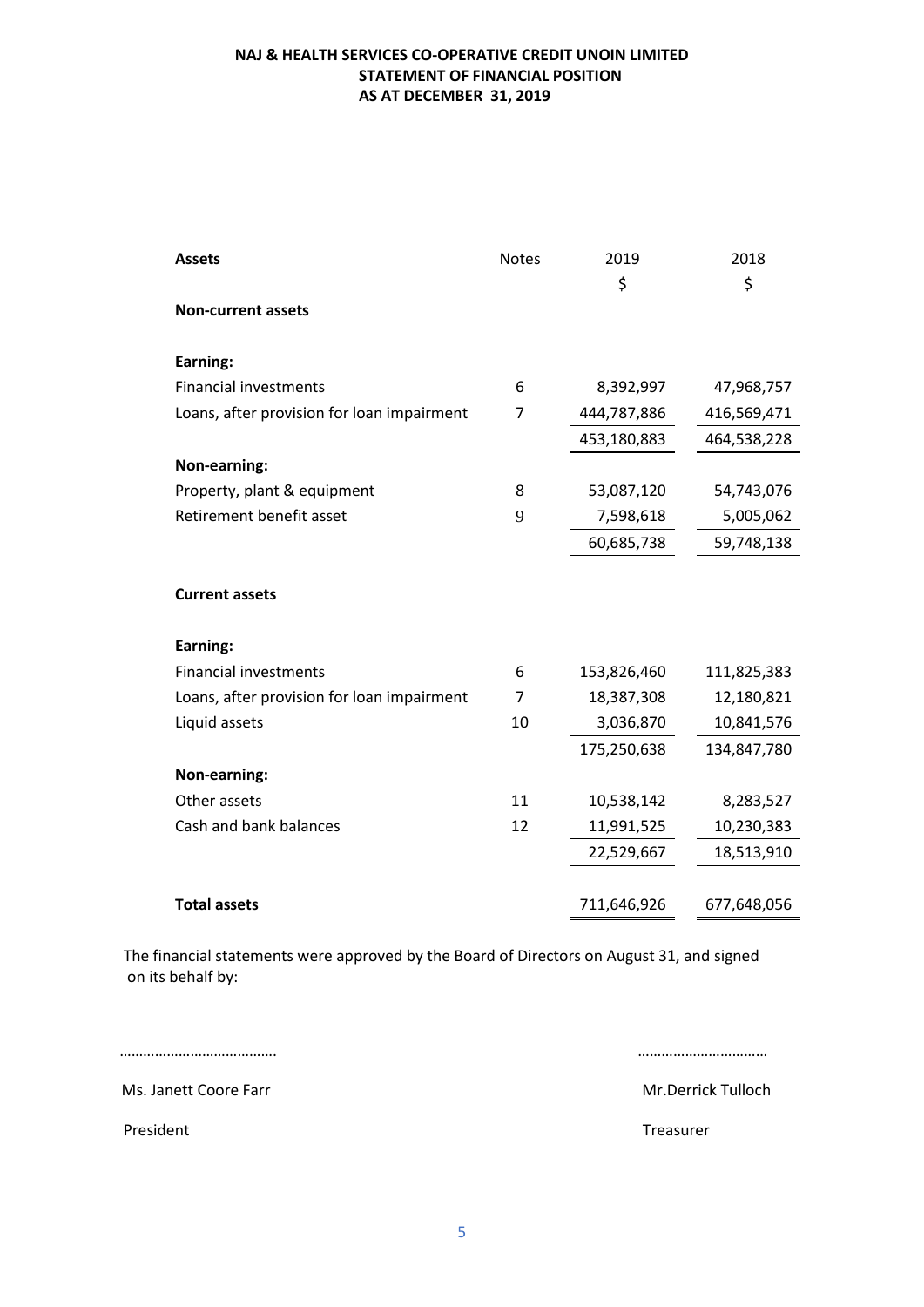**NAJ & HEALTH SERVICES CO-OPERATIVE CREDIT UNOIN LIMITED**
**STATEMENT OF FINANCIAL POSITION**
**AS AT DECEMBER 31, 2019**

| Assets | Notes | 2019 | 2018 |
|---|---|---|---|
| | | $ | $ |
| **Non-current assets** | | | |
| **Earning:** | | | |
| Financial investments | 6 | 8,392,997 | 47,968,757 |
| Loans, after provision for loan impairment | 7 | 444,787,886 | 416,569,471 |
| | | 453,180,883 | 464,538,228 |
| **Non-earning:** | | | |
| Property, plant & equipment | 8 | 53,087,120 | 54,743,076 |
| Retirement benefit asset | 9 | 7,598,618 | 5,005,062 |
| | | 60,685,738 | 59,748,138 |
| **Current assets** | | | |
| **Earning:** | | | |
| Financial investments | 6 | 153,826,460 | 111,825,383 |
| Loans, after provision for loan impairment | 7 | 18,387,308 | 12,180,821 |
| Liquid assets | 10 | 3,036,870 | 10,841,576 |
| | | 175,250,638 | 134,847,780 |
| **Non-earning:** | | | |
| Other assets | 11 | 10,538,142 | 8,283,527 |
| Cash and bank balances | 12 | 11,991,525 | 10,230,383 |
| | | 22,529,667 | 18,513,910 |
| **Total assets** | | 711,646,926 | 677,648,056 |

The financial statements were approved by the Board of Directors on August 31, and signed on its behalf by:

……………………………….. ……………………………

Ms. Janett Coore Farr Mr.Derrick Tulloch

President Treasurer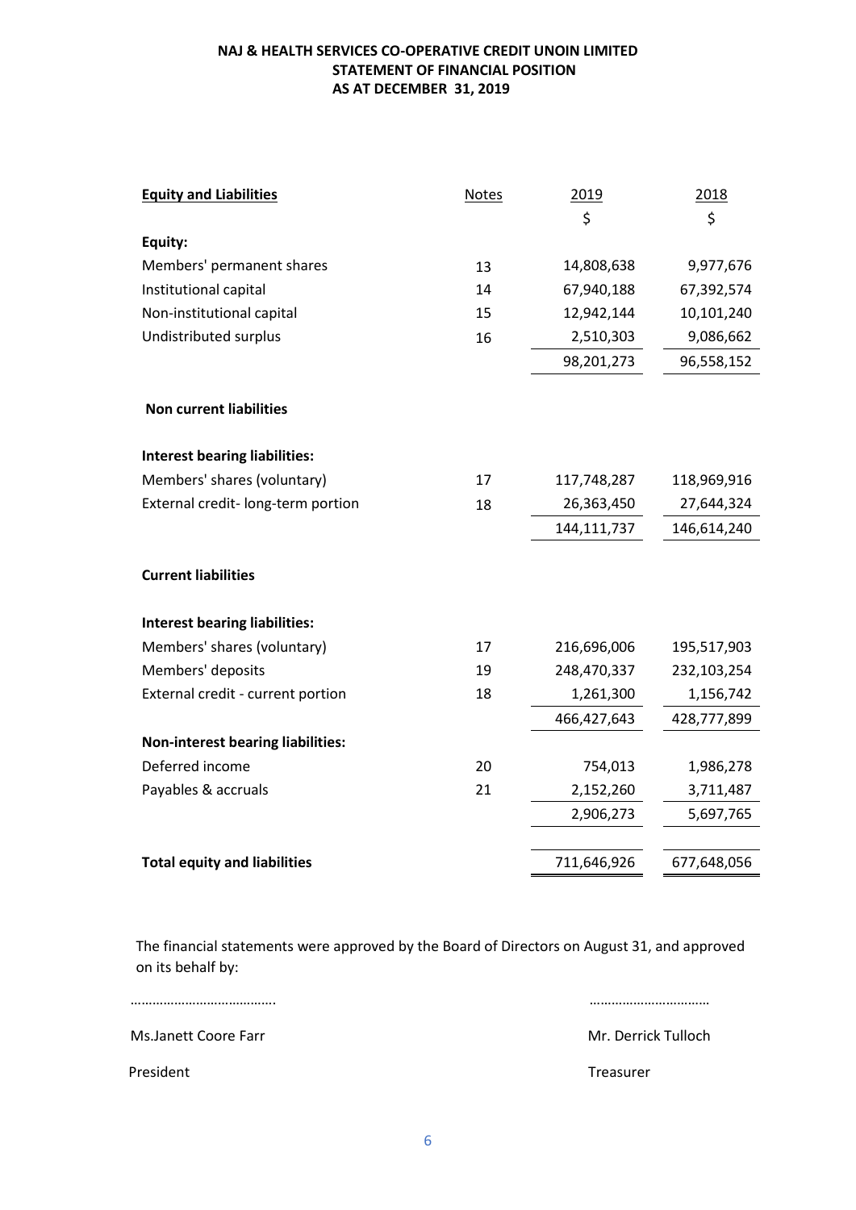**NAJ & HEALTH SERVICES CO-OPERATIVE CREDIT UNOIN LIMITED**
**STATEMENT OF FINANCIAL POSITION**
**AS AT DECEMBER 31, 2019**

| **Equity and Liabilities** | Notes | 2019 | 2018 |
|---|---|---|---|
| | | $ | $ |
| **Equity:** | | | |
| Members' permanent shares | 13 | 14,808,638 | 9,977,676 |
| Institutional capital | 14 | 67,940,188 | 67,392,574 |
| Non-institutional capital | 15 | 12,942,144 | 10,101,240 |
| Undistributed surplus | 16 | 2,510,303 | 9,086,662 |
| | | 98,201,273 | 96,558,152 |
| **Non current liabilities** | | | |
| **Interest bearing liabilities:** | | | |
| Members' shares (voluntary) | 17 | 117,748,287 | 118,969,916 |
| External credit- long-term portion | 18 | 26,363,450 | 27,644,324 |
| | | 144,111,737 | 146,614,240 |
| **Current liabilities** | | | |
| **Interest bearing liabilities:** | | | |
| Members' shares (voluntary) | 17 | 216,696,006 | 195,517,903 |
| Members' deposits | 19 | 248,470,337 | 232,103,254 |
| External credit - current portion | 18 | 1,261,300 | 1,156,742 |
| | | 466,427,643 | 428,777,899 |
| **Non-interest bearing liabilities:** | | | |
| Deferred income | 20 | 754,013 | 1,986,278 |
| Payables & accruals | 21 | 2,152,260 | 3,711,487 |
| | | 2,906,273 | 5,697,765 |
| **Total equity and liabilities** | | 711,646,926 | 677,648,056 |

The financial statements were approved by the Board of Directors on August 31, and approved on its behalf by:

………………………………… ……………………………

Ms.Janett Coore Farr — President

Mr. Derrick Tulloch — Treasurer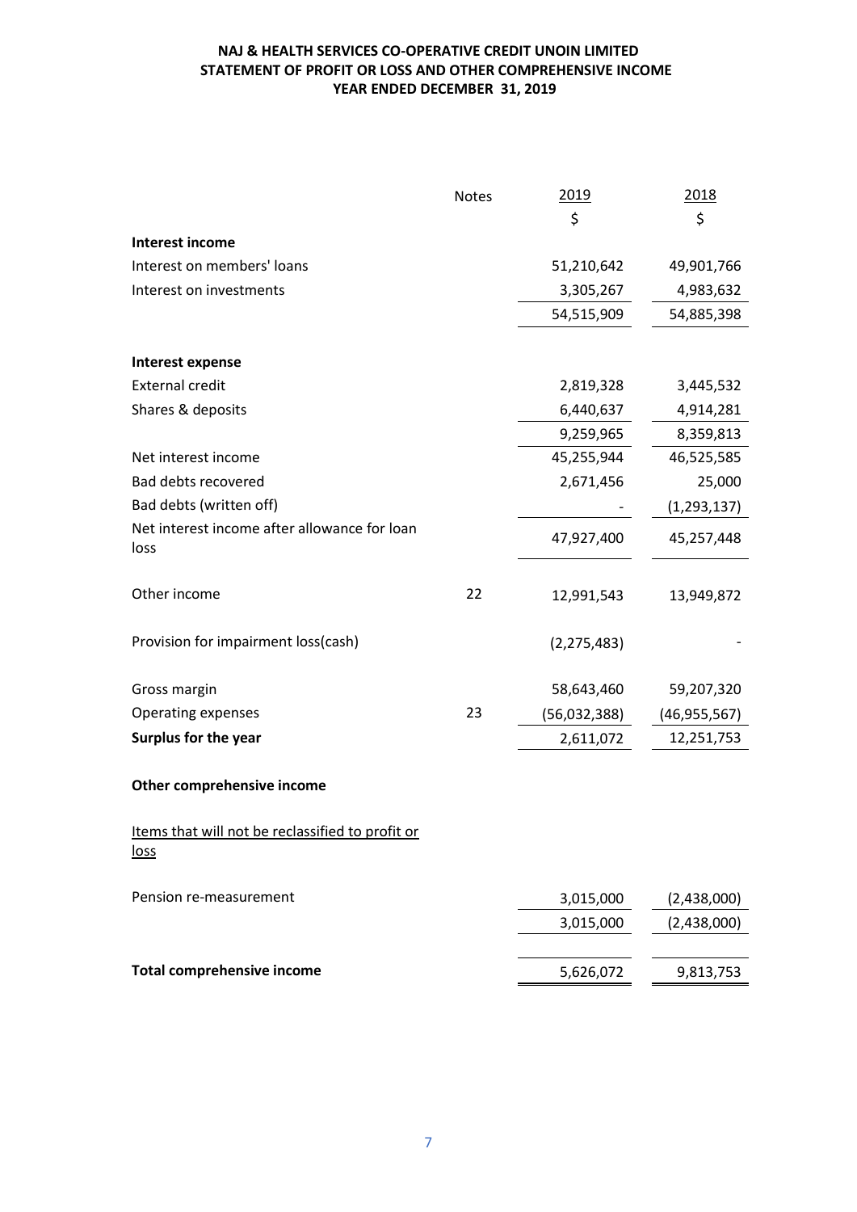**NAJ & HEALTH SERVICES CO-OPERATIVE CREDIT UNOIN LIMITED**
**STATEMENT OF PROFIT OR LOSS AND OTHER COMPREHENSIVE INCOME**
**YEAR ENDED DECEMBER 31, 2019**

| | Notes | 2019 | 2018 |
|---|---|---|---|
| | | $ | $ |
| **Interest income** | | | |
| Interest on members' loans | | 51,210,642 | 49,901,766 |
| Interest on investments | | 3,305,267 | 4,983,632 |
| | | 54,515,909 | 54,885,398 |
| **Interest expense** | | | |
| External credit | | 2,819,328 | 3,445,532 |
| Shares & deposits | | 6,440,637 | 4,914,281 |
| | | 9,259,965 | 8,359,813 |
| Net interest income | | 45,255,944 | 46,525,585 |
| Bad debts recovered | | 2,671,456 | 25,000 |
| Bad debts (written off) | | - | (1,293,137) |
| Net interest income after allowance for loan loss | | 47,927,400 | 45,257,448 |
| Other income | 22 | 12,991,543 | 13,949,872 |
| Provision for impairment loss(cash) | | (2,275,483) | - |
| Gross margin | | 58,643,460 | 59,207,320 |
| Operating expenses | 23 | (56,032,388) | (46,955,567) |
| **Surplus for the year** | | 2,611,072 | 12,251,753 |
| **Other comprehensive income** | | | |
| Items that will not be reclassified to profit or loss | | | |
| Pension re-measurement | | 3,015,000 | (2,438,000) |
| | | 3,015,000 | (2,438,000) |
| **Total comprehensive income** | | 5,626,072 | 9,813,753 |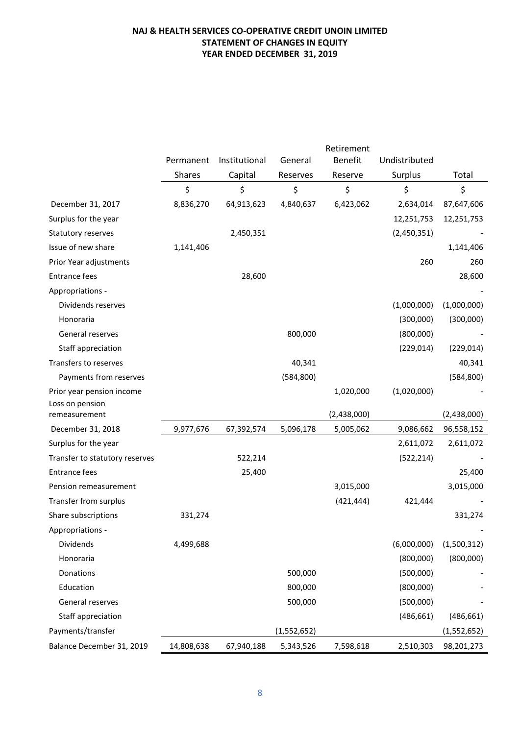# NAJ & HEALTH SERVICES CO-OPERATIVE CREDIT UNOIN LIMITED
## STATEMENT OF CHANGES IN EQUITY
## YEAR ENDED DECEMBER 31, 2019

| | Permanent Shares | Institutional Capital | General Reserves | Retirement Benefit Reserve | Undistributed Surplus | Total |
|---|---|---|---|---|---|---|
| | $ | $ | $ | $ | $ | $ |
| December 31, 2017 | 8,836,270 | 64,913,623 | 4,840,637 | 6,423,062 | 2,634,014 | 87,647,606 |
| Surplus for the year | | | | | 12,251,753 | 12,251,753 |
| Statutory reserves | | 2,450,351 | | | (2,450,351) | - |
| Issue of new share | 1,141,406 | | | | | 1,141,406 |
| Prior Year adjustments | | | | | 260 | 260 |
| Entrance fees | | 28,600 | | | | 28,600 |
| Appropriations - | | | | | | - |
| Dividends reserves | | | | | (1,000,000) | (1,000,000) |
| Honoraria | | | | | (300,000) | (300,000) |
| General reserves | | | 800,000 | | (800,000) | - |
| Staff appreciation | | | | | (229,014) | (229,014) |
| Transfers to reserves | | | 40,341 | | | 40,341 |
| Payments from reserves | | | (584,800) | | | (584,800) |
| Prior year pension income | | | | 1,020,000 | (1,020,000) | - |
| Loss on pension remeasurement | | | | (2,438,000) | | (2,438,000) |
| December 31, 2018 | 9,977,676 | 67,392,574 | 5,096,178 | 5,005,062 | 9,086,662 | 96,558,152 |
| Surplus for the year | | | | | 2,611,072 | 2,611,072 |
| Transfer to statutory reserves | | 522,214 | | | (522,214) | - |
| Entrance fees | | 25,400 | | | | 25,400 |
| Pension remeasurement | | | | 3,015,000 | | 3,015,000 |
| Transfer from surplus | | | | (421,444) | 421,444 | - |
| Share subscriptions | 331,274 | | | | | 331,274 |
| Appropriations - | | | | | | - |
| Dividends | 4,499,688 | | | | (6,000,000) | (1,500,312) |
| Honoraria | | | | | (800,000) | (800,000) |
| Donations | | | 500,000 | | (500,000) | - |
| Education | | | 800,000 | | (800,000) | - |
| General reserves | | | 500,000 | | (500,000) | - |
| Staff appreciation | | | | | (486,661) | (486,661) |
| Payments/transfer | | | (1,552,652) | | | (1,552,652) |
| Balance December 31, 2019 | 14,808,638 | 67,940,188 | 5,343,526 | 7,598,618 | 2,510,303 | 98,201,273 |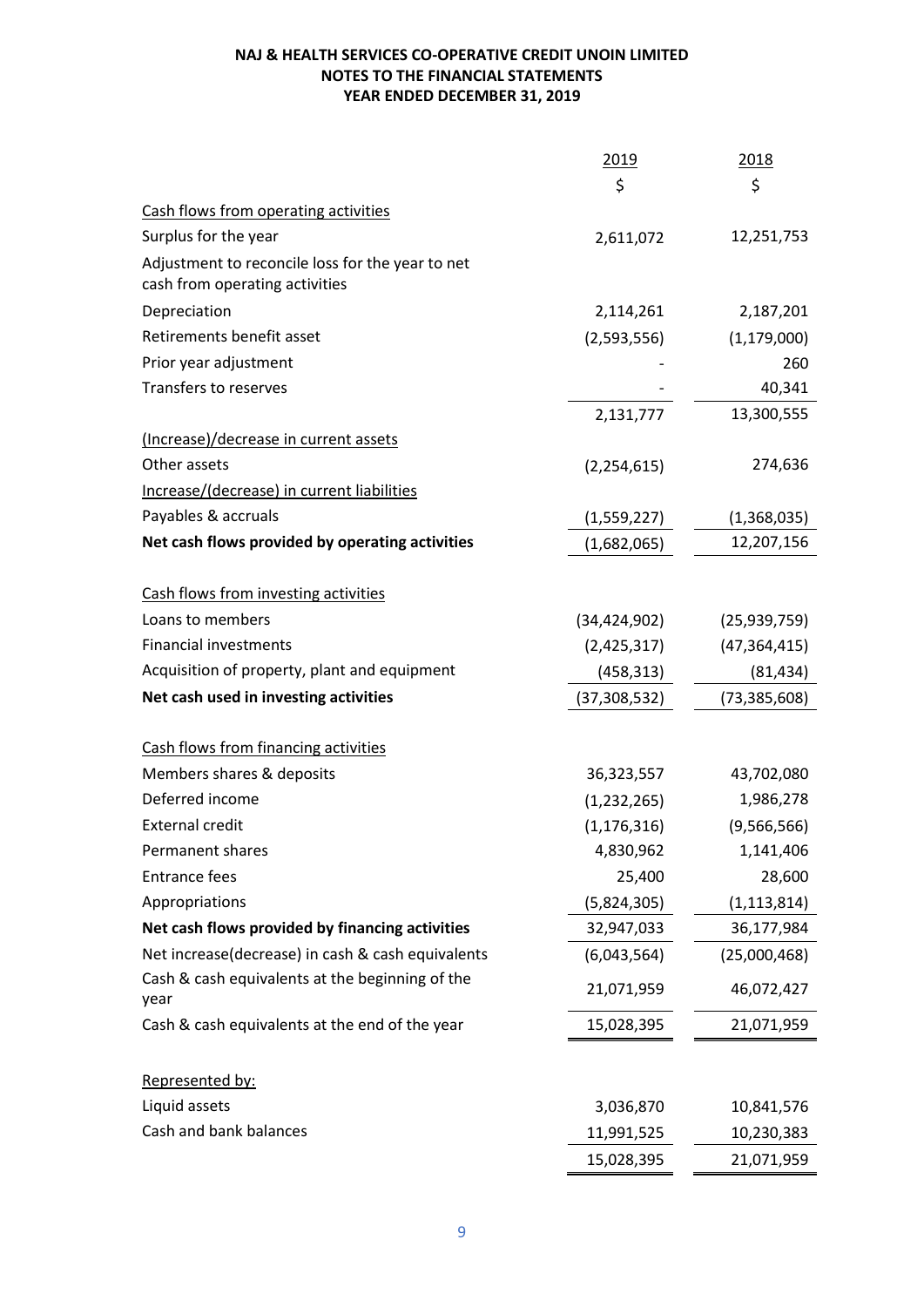**NAJ & HEALTH SERVICES CO-OPERATIVE CREDIT UNOIN LIMITED**
**NOTES TO THE FINANCIAL STATEMENTS**
**YEAR ENDED DECEMBER 31, 2019**

| | 2019 | 2018 |
|---|---|---|
| | $ | $ |
| Cash flows from operating activities | | |
| Surplus for the year | 2,611,072 | 12,251,753 |
| Adjustment to reconcile loss for the year to net cash from operating activities | | |
| Depreciation | 2,114,261 | 2,187,201 |
| Retirements benefit asset | (2,593,556) | (1,179,000) |
| Prior year adjustment | - | 260 |
| Transfers to reserves | - | 40,341 |
| | 2,131,777 | 13,300,555 |
| (Increase)/decrease in current assets | | |
| Other assets | (2,254,615) | 274,636 |
| Increase/(decrease) in current liabilities | | |
| Payables & accruals | (1,559,227) | (1,368,035) |
| **Net cash flows provided by operating activities** | (1,682,065) | 12,207,156 |
| | | |
| Cash flows from investing activities | | |
| Loans to members | (34,424,902) | (25,939,759) |
| Financial investments | (2,425,317) | (47,364,415) |
| Acquisition of property, plant and equipment | (458,313) | (81,434) |
| **Net cash used in investing activities** | (37,308,532) | (73,385,608) |
| | | |
| Cash flows from financing activities | | |
| Members shares & deposits | 36,323,557 | 43,702,080 |
| Deferred income | (1,232,265) | 1,986,278 |
| External credit | (1,176,316) | (9,566,566) |
| Permanent shares | 4,830,962 | 1,141,406 |
| Entrance fees | 25,400 | 28,600 |
| Appropriations | (5,824,305) | (1,113,814) |
| **Net cash flows provided by financing activities** | 32,947,033 | 36,177,984 |
| Net increase(decrease) in cash & cash equivalents | (6,043,564) | (25,000,468) |
| Cash & cash equivalents at the beginning of the year | 21,071,959 | 46,072,427 |
| Cash & cash equivalents at the end of the year | 15,028,395 | 21,071,959 |
| | | |
| Represented by: | | |
| Liquid assets | 3,036,870 | 10,841,576 |
| Cash and bank balances | 11,991,525 | 10,230,383 |
| | 15,028,395 | 21,071,959 |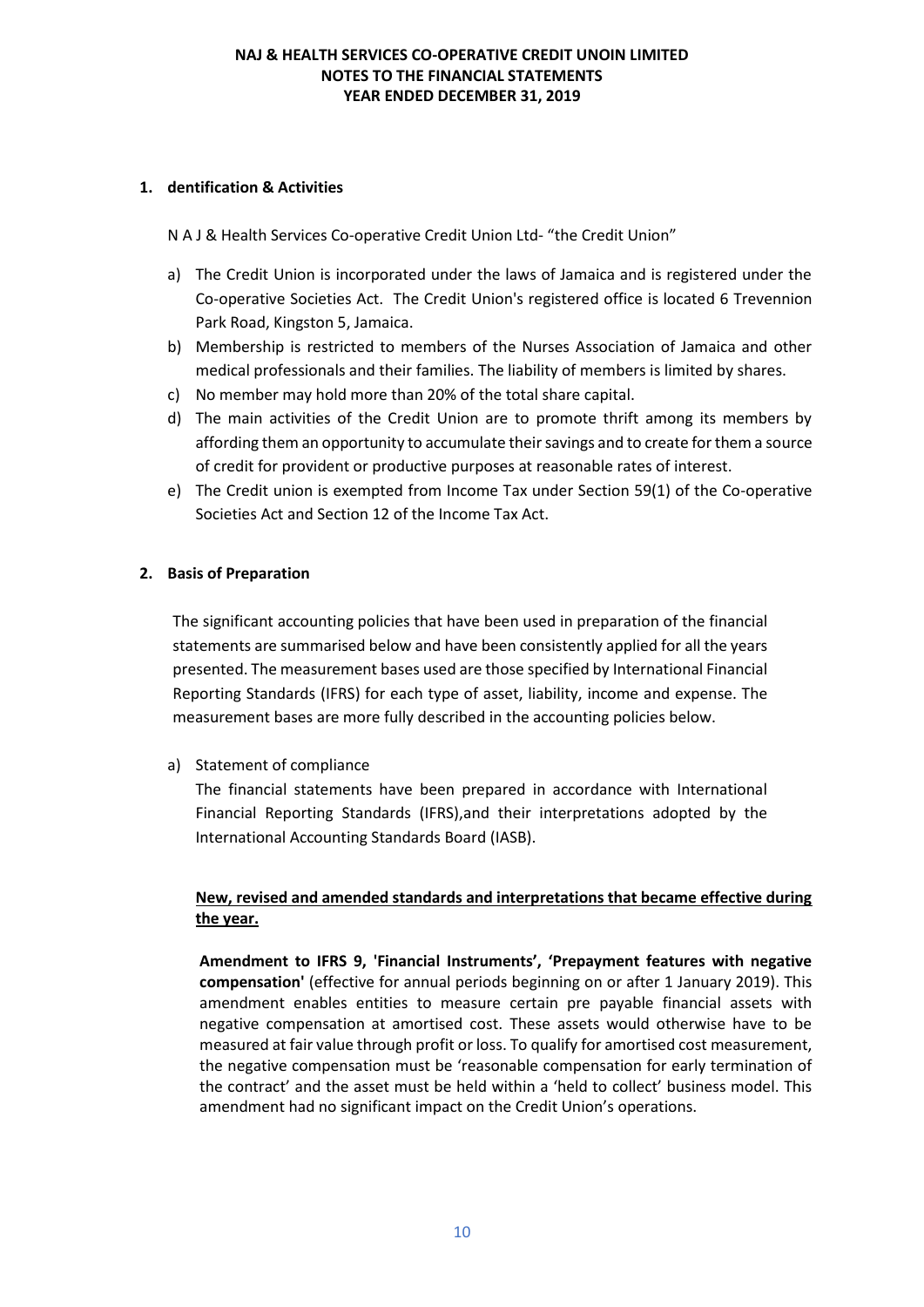## 1. dentification & Activities

N A J & Health Services Co-operative Credit Union Ltd- "the Credit Union"

a) The Credit Union is incorporated under the laws of Jamaica and is registered under the Co-operative Societies Act. The Credit Union's registered office is located 6 Trevennion Park Road, Kingston 5, Jamaica.
b) Membership is restricted to members of the Nurses Association of Jamaica and other medical professionals and their families. The liability of members is limited by shares.
c) No member may hold more than 20% of the total share capital.
d) The main activities of the Credit Union are to promote thrift among its members by affording them an opportunity to accumulate their savings and to create for them a source of credit for provident or productive purposes at reasonable rates of interest.
e) The Credit union is exempted from Income Tax under Section 59(1) of the Co-operative Societies Act and Section 12 of the Income Tax Act.

## 2. Basis of Preparation

The significant accounting policies that have been used in preparation of the financial statements are summarised below and have been consistently applied for all the years presented. The measurement bases used are those specified by International Financial Reporting Standards (IFRS) for each type of asset, liability, income and expense. The measurement bases are more fully described in the accounting policies below.

a) Statement of compliance

The financial statements have been prepared in accordance with International Financial Reporting Standards (IFRS),and their interpretations adopted by the International Accounting Standards Board (IASB).

**New, revised and amended standards and interpretations that became effective during the year.**

**Amendment to IFRS 9, 'Financial Instruments', 'Prepayment features with negative compensation'** (effective for annual periods beginning on or after 1 January 2019). This amendment enables entities to measure certain pre payable financial assets with negative compensation at amortised cost. These assets would otherwise have to be measured at fair value through profit or loss. To qualify for amortised cost measurement, the negative compensation must be 'reasonable compensation for early termination of the contract' and the asset must be held within a 'held to collect' business model. This amendment had no significant impact on the Credit Union's operations.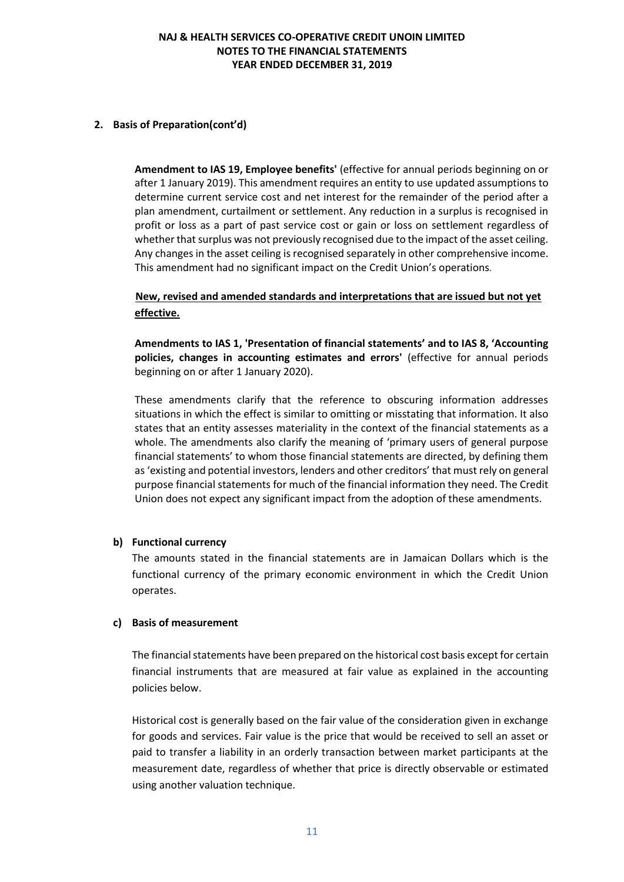## 2. Basis of Preparation(cont'd)

**Amendment to IAS 19, Employee benefits'** (effective for annual periods beginning on or after 1 January 2019). This amendment requires an entity to use updated assumptions to determine current service cost and net interest for the remainder of the period after a plan amendment, curtailment or settlement. Any reduction in a surplus is recognised in profit or loss as a part of past service cost or gain or loss on settlement regardless of whether that surplus was not previously recognised due to the impact of the asset ceiling. Any changes in the asset ceiling is recognised separately in other comprehensive income. This amendment had no significant impact on the Credit Union's operations.

**New, revised and amended standards and interpretations that are issued but not yet effective.**

**Amendments to IAS 1, 'Presentation of financial statements' and to IAS 8, 'Accounting policies, changes in accounting estimates and errors'** (effective for annual periods beginning on or after 1 January 2020).

These amendments clarify that the reference to obscuring information addresses situations in which the effect is similar to omitting or misstating that information. It also states that an entity assesses materiality in the context of the financial statements as a whole. The amendments also clarify the meaning of 'primary users of general purpose financial statements' to whom those financial statements are directed, by defining them as 'existing and potential investors, lenders and other creditors' that must rely on general purpose financial statements for much of the financial information they need. The Credit Union does not expect any significant impact from the adoption of these amendments.

### b) Functional currency

The amounts stated in the financial statements are in Jamaican Dollars which is the functional currency of the primary economic environment in which the Credit Union operates.

### c) Basis of measurement

The financial statements have been prepared on the historical cost basis except for certain financial instruments that are measured at fair value as explained in the accounting policies below.

Historical cost is generally based on the fair value of the consideration given in exchange for goods and services. Fair value is the price that would be received to sell an asset or paid to transfer a liability in an orderly transaction between market participants at the measurement date, regardless of whether that price is directly observable or estimated using another valuation technique.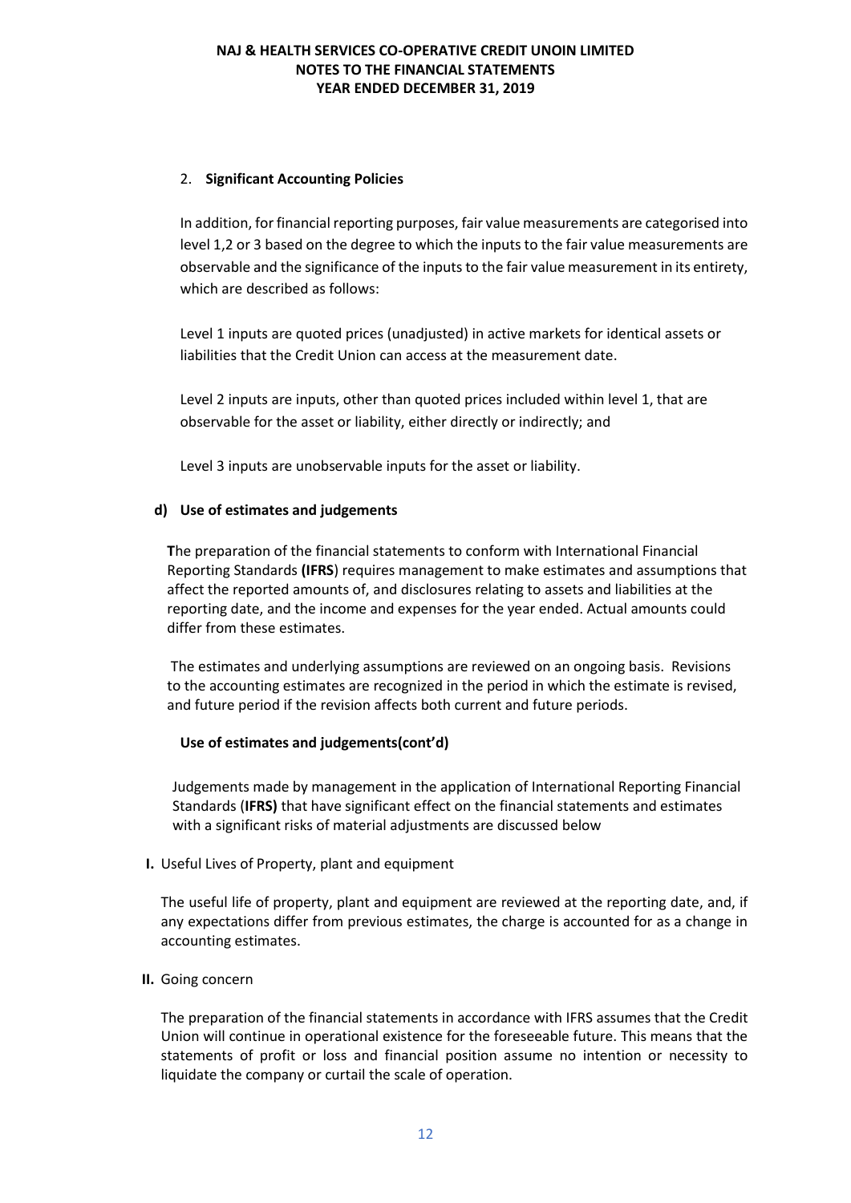2. **Significant Accounting Policies**

In addition, for financial reporting purposes, fair value measurements are categorised into level 1,2 or 3 based on the degree to which the inputs to the fair value measurements are observable and the significance of the inputs to the fair value measurement in its entirety, which are described as follows:

Level 1 inputs are quoted prices (unadjusted) in active markets for identical assets or liabilities that the Credit Union can access at the measurement date.

Level 2 inputs are inputs, other than quoted prices included within level 1, that are observable for the asset or liability, either directly or indirectly; and

Level 3 inputs are unobservable inputs for the asset or liability.

**d) Use of estimates and judgements**

**T**he preparation of the financial statements to conform with International Financial Reporting Standards **(IFRS**) requires management to make estimates and assumptions that affect the reported amounts of, and disclosures relating to assets and liabilities at the reporting date, and the income and expenses for the year ended. Actual amounts could differ from these estimates.

The estimates and underlying assumptions are reviewed on an ongoing basis. Revisions to the accounting estimates are recognized in the period in which the estimate is revised, and future period if the revision affects both current and future periods.

**Use of estimates and judgements(cont'd)**

Judgements made by management in the application of International Reporting Financial Standards (**IFRS)** that have significant effect on the financial statements and estimates with a significant risks of material adjustments are discussed below

**I.** Useful Lives of Property, plant and equipment

The useful life of property, plant and equipment are reviewed at the reporting date, and, if any expectations differ from previous estimates, the charge is accounted for as a change in accounting estimates.

**II.** Going concern

The preparation of the financial statements in accordance with IFRS assumes that the Credit Union will continue in operational existence for the foreseeable future. This means that the statements of profit or loss and financial position assume no intention or necessity to liquidate the company or curtail the scale of operation.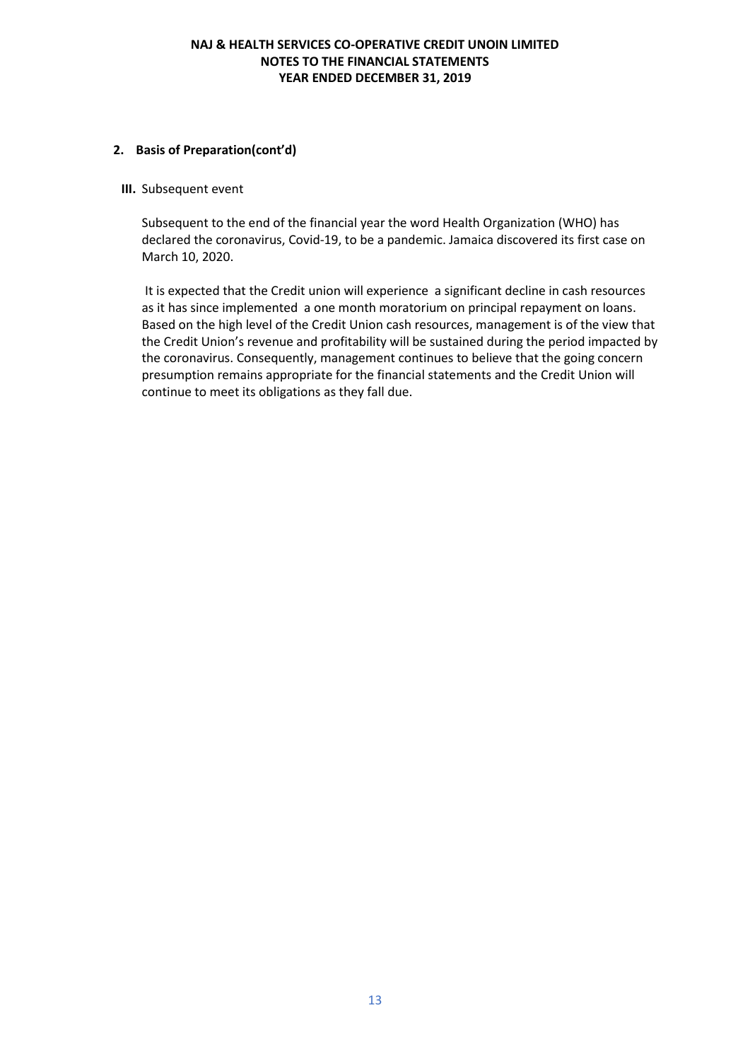## 2. Basis of Preparation(cont'd)

**III.** Subsequent event

Subsequent to the end of the financial year the word Health Organization (WHO) has declared the coronavirus, Covid-19, to be a pandemic. Jamaica discovered its first case on March 10, 2020.

It is expected that the Credit union will experience a significant decline in cash resources as it has since implemented a one month moratorium on principal repayment on loans. Based on the high level of the Credit Union cash resources, management is of the view that the Credit Union's revenue and profitability will be sustained during the period impacted by the coronavirus. Consequently, management continues to believe that the going concern presumption remains appropriate for the financial statements and the Credit Union will continue to meet its obligations as they fall due.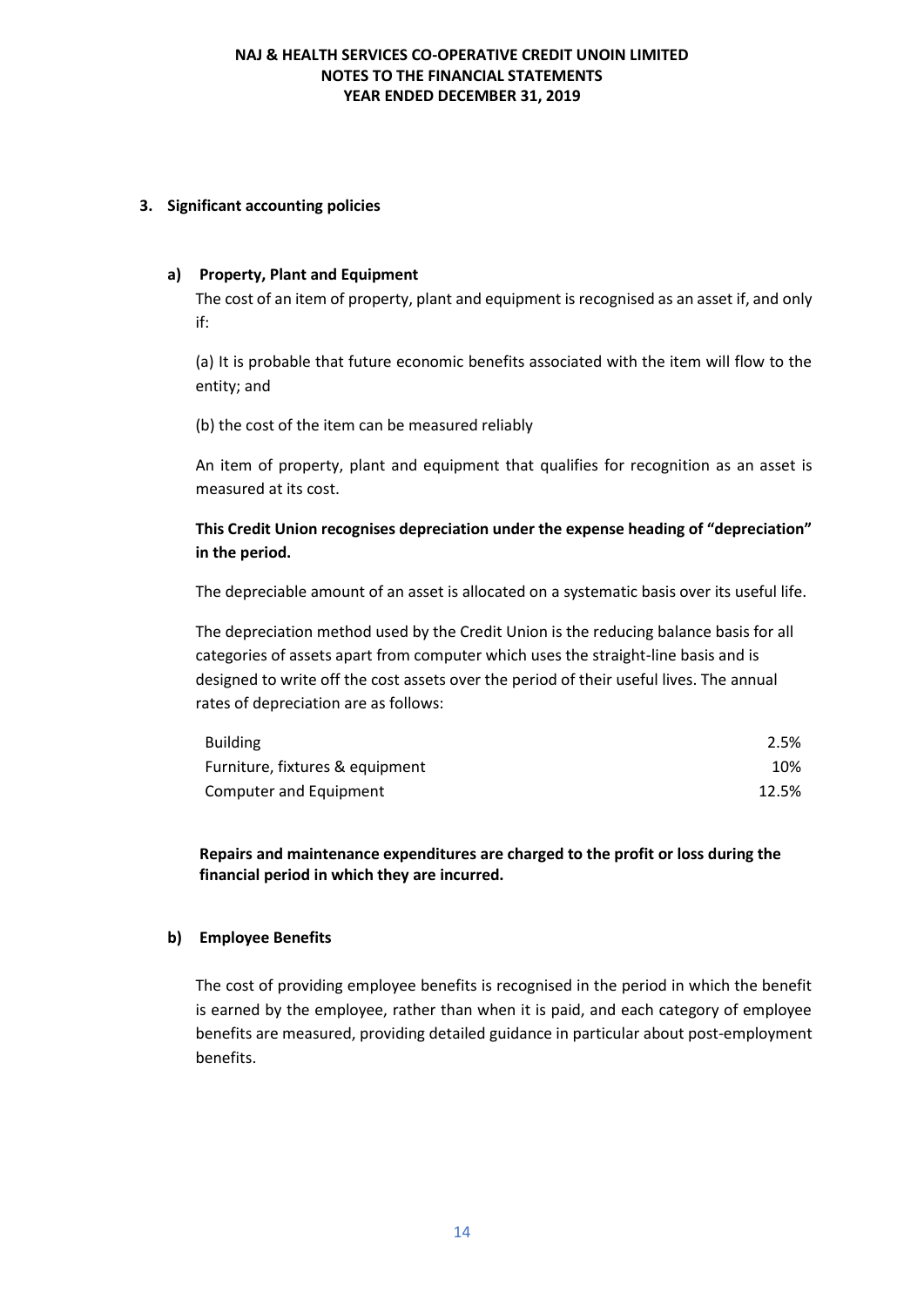## 3. Significant accounting policies

### a) Property, Plant and Equipment

The cost of an item of property, plant and equipment is recognised as an asset if, and only if:

(a) It is probable that future economic benefits associated with the item will flow to the entity; and

(b) the cost of the item can be measured reliably

An item of property, plant and equipment that qualifies for recognition as an asset is measured at its cost.

**This Credit Union recognises depreciation under the expense heading of "depreciation" in the period.**

The depreciable amount of an asset is allocated on a systematic basis over its useful life.

The depreciation method used by the Credit Union is the reducing balance basis for all categories of assets apart from computer which uses the straight-line basis and is designed to write off the cost assets over the period of their useful lives. The annual rates of depreciation are as follows:

| | |
|---|---|
| Building | 2.5% |
| Furniture, fixtures & equipment | 10% |
| Computer and Equipment | 12.5% |

**Repairs and maintenance expenditures are charged to the profit or loss during the financial period in which they are incurred.**

### b) Employee Benefits

The cost of providing employee benefits is recognised in the period in which the benefit is earned by the employee, rather than when it is paid, and each category of employee benefits are measured, providing detailed guidance in particular about post-employment benefits.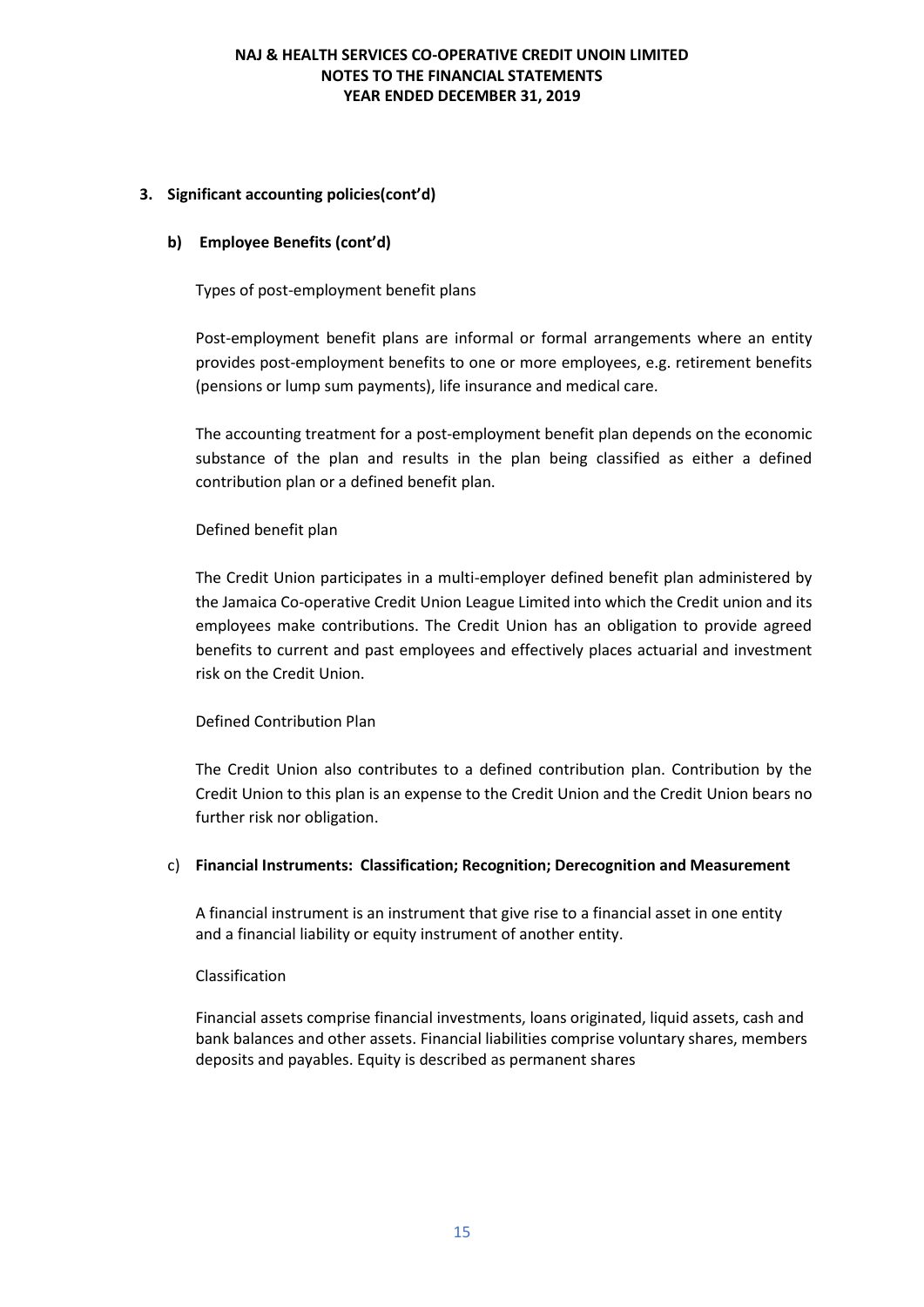## 3. Significant accounting policies(cont'd)

### b) Employee Benefits (cont'd)

Types of post-employment benefit plans

Post-employment benefit plans are informal or formal arrangements where an entity provides post-employment benefits to one or more employees, e.g. retirement benefits (pensions or lump sum payments), life insurance and medical care.

The accounting treatment for a post-employment benefit plan depends on the economic substance of the plan and results in the plan being classified as either a defined contribution plan or a defined benefit plan.

Defined benefit plan

The Credit Union participates in a multi-employer defined benefit plan administered by the Jamaica Co-operative Credit Union League Limited into which the Credit union and its employees make contributions. The Credit Union has an obligation to provide agreed benefits to current and past employees and effectively places actuarial and investment risk on the Credit Union.

Defined Contribution Plan

The Credit Union also contributes to a defined contribution plan. Contribution by the Credit Union to this plan is an expense to the Credit Union and the Credit Union bears no further risk nor obligation.

### c) Financial Instruments: Classification; Recognition; Derecognition and Measurement

A financial instrument is an instrument that give rise to a financial asset in one entity and a financial liability or equity instrument of another entity.

Classification

Financial assets comprise financial investments, loans originated, liquid assets, cash and bank balances and other assets. Financial liabilities comprise voluntary shares, members deposits and payables. Equity is described as permanent shares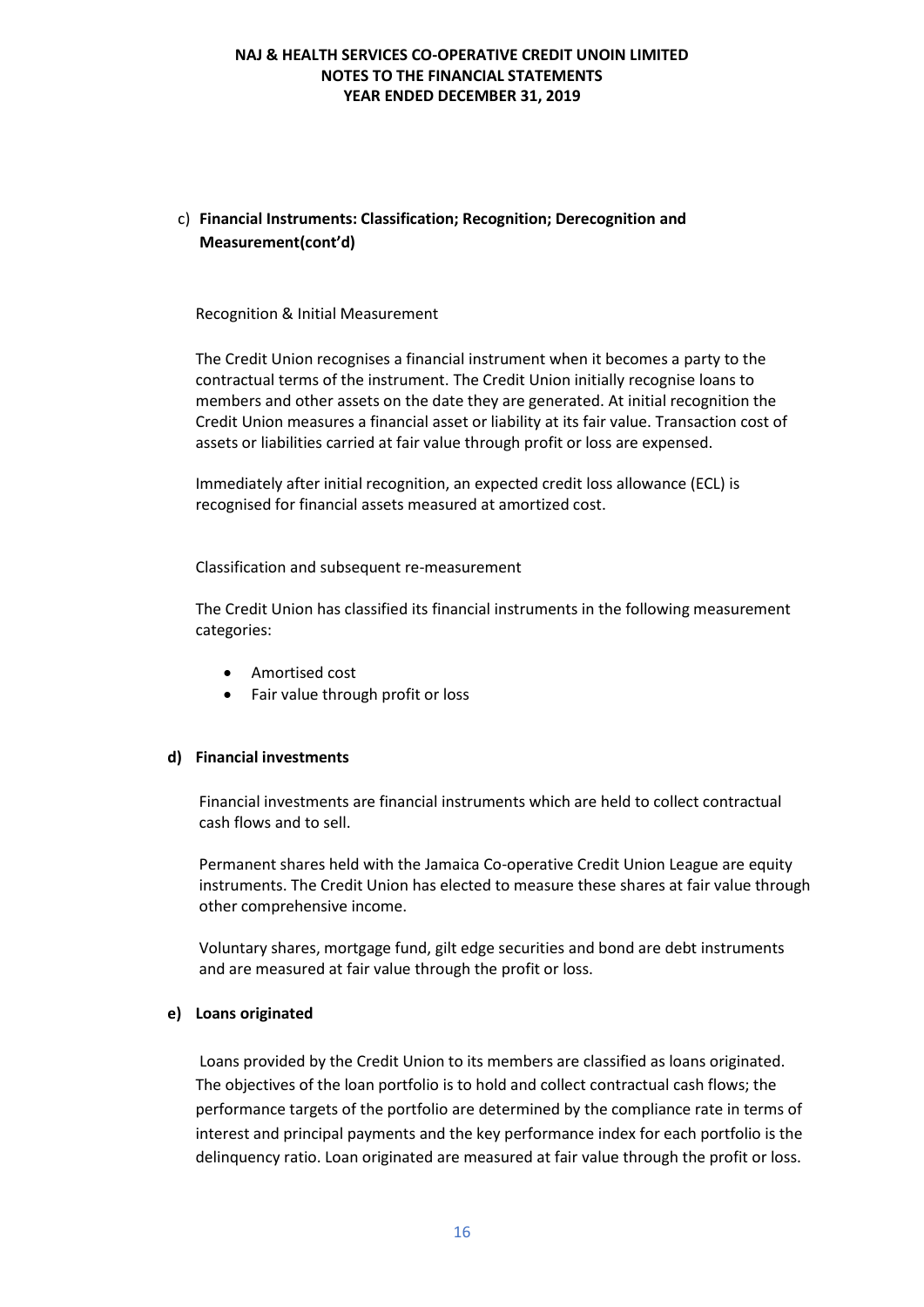c) **Financial Instruments: Classification; Recognition; Derecognition and Measurement(cont'd)**

Recognition & Initial Measurement

The Credit Union recognises a financial instrument when it becomes a party to the contractual terms of the instrument. The Credit Union initially recognise loans to members and other assets on the date they are generated. At initial recognition the Credit Union measures a financial asset or liability at its fair value. Transaction cost of assets or liabilities carried at fair value through profit or loss are expensed.

Immediately after initial recognition, an expected credit loss allowance (ECL) is recognised for financial assets measured at amortized cost.

Classification and subsequent re-measurement

The Credit Union has classified its financial instruments in the following measurement categories:

- Amortised cost
- Fair value through profit or loss

**d) Financial investments**

Financial investments are financial instruments which are held to collect contractual cash flows and to sell.

Permanent shares held with the Jamaica Co-operative Credit Union League are equity instruments. The Credit Union has elected to measure these shares at fair value through other comprehensive income.

Voluntary shares, mortgage fund, gilt edge securities and bond are debt instruments and are measured at fair value through the profit or loss.

**e) Loans originated**

Loans provided by the Credit Union to its members are classified as loans originated. The objectives of the loan portfolio is to hold and collect contractual cash flows; the performance targets of the portfolio are determined by the compliance rate in terms of interest and principal payments and the key performance index for each portfolio is the delinquency ratio. Loan originated are measured at fair value through the profit or loss.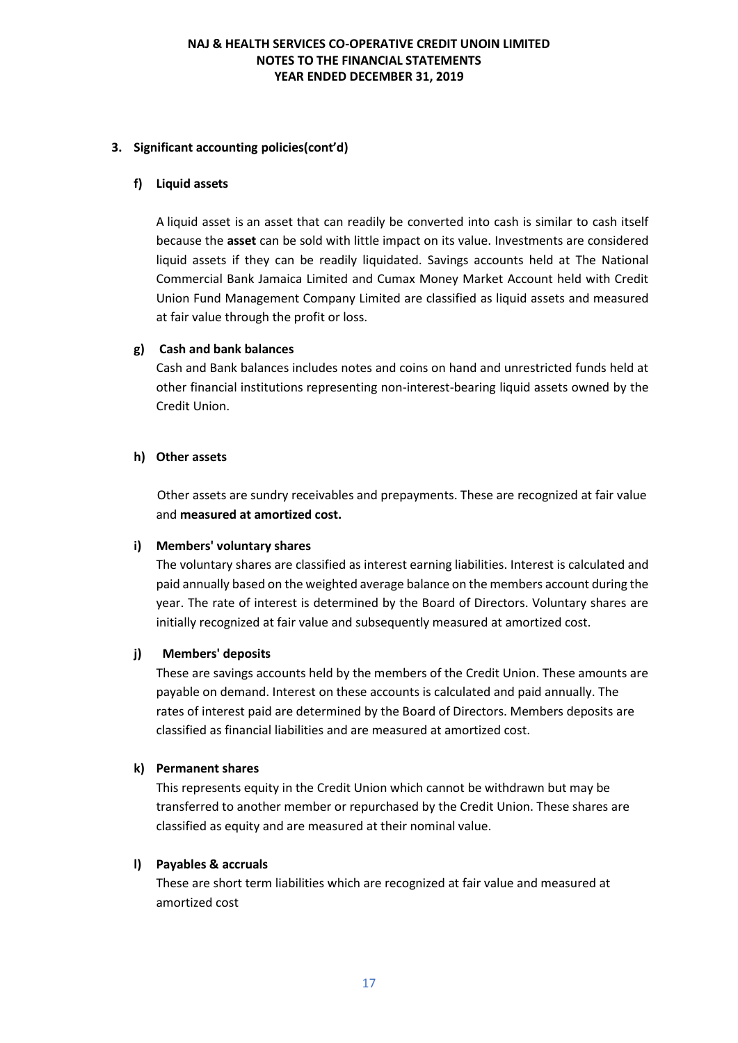## 3. Significant accounting policies(cont'd)

### f) Liquid assets

A liquid asset is an asset that can readily be converted into cash is similar to cash itself because the **asset** can be sold with little impact on its value. Investments are considered liquid assets if they can be readily liquidated. Savings accounts held at The National Commercial Bank Jamaica Limited and Cumax Money Market Account held with Credit Union Fund Management Company Limited are classified as liquid assets and measured at fair value through the profit or loss.

### g) Cash and bank balances

Cash and Bank balances includes notes and coins on hand and unrestricted funds held at other financial institutions representing non-interest-bearing liquid assets owned by the Credit Union.

### h) Other assets

Other assets are sundry receivables and prepayments. These are recognized at fair value and **measured at amortized cost.**

### i) Members' voluntary shares

The voluntary shares are classified as interest earning liabilities. Interest is calculated and paid annually based on the weighted average balance on the members account during the year. The rate of interest is determined by the Board of Directors. Voluntary shares are initially recognized at fair value and subsequently measured at amortized cost.

### j) Members' deposits

These are savings accounts held by the members of the Credit Union. These amounts are payable on demand. Interest on these accounts is calculated and paid annually. The rates of interest paid are determined by the Board of Directors. Members deposits are classified as financial liabilities and are measured at amortized cost.

### k) Permanent shares

This represents equity in the Credit Union which cannot be withdrawn but may be transferred to another member or repurchased by the Credit Union. These shares are classified as equity and are measured at their nominal value.

### l) Payables & accruals

These are short term liabilities which are recognized at fair value and measured at amortized cost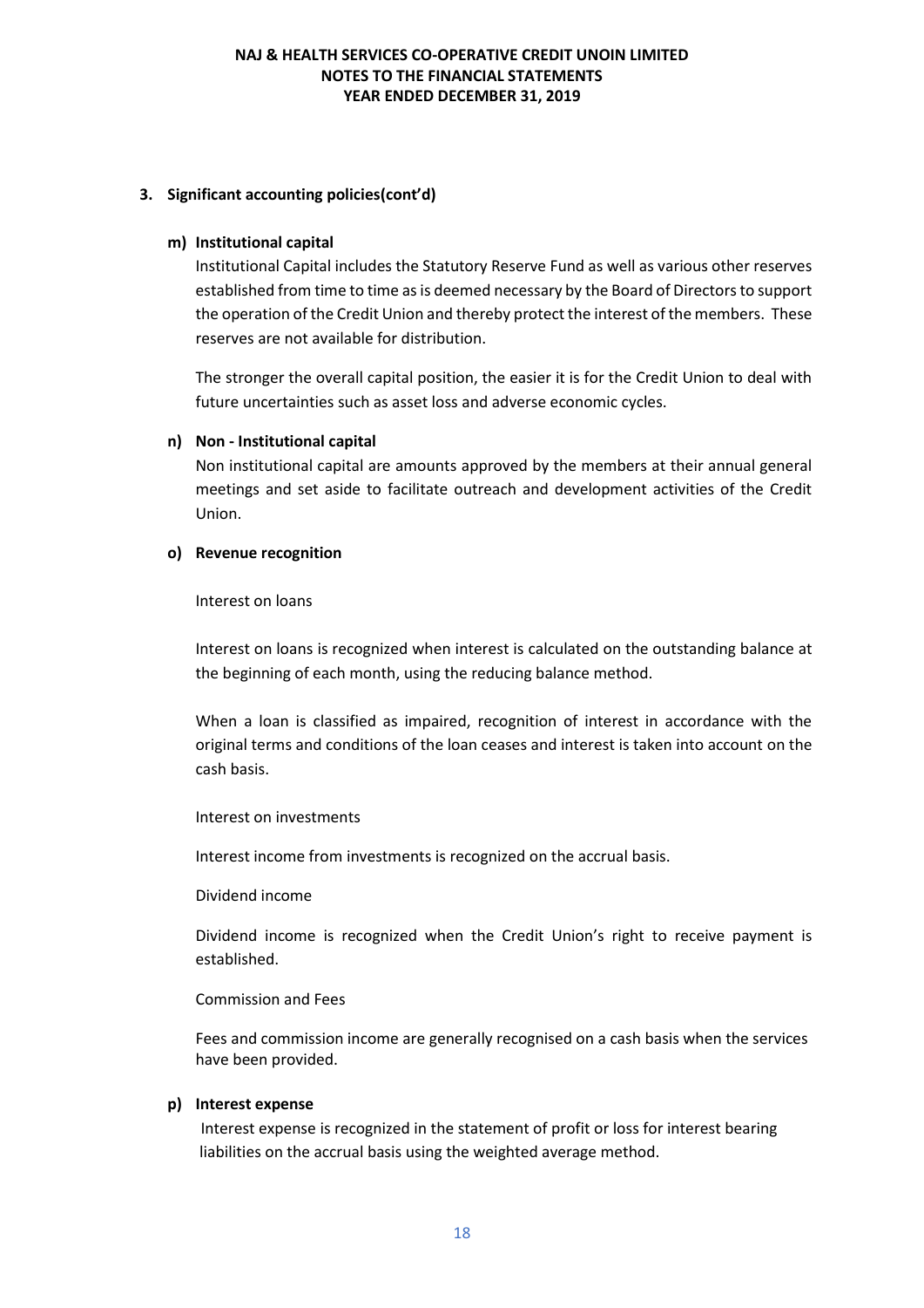### 3. Significant accounting policies(cont'd)

**m) Institutional capital**

Institutional Capital includes the Statutory Reserve Fund as well as various other reserves established from time to time as is deemed necessary by the Board of Directors to support the operation of the Credit Union and thereby protect the interest of the members. These reserves are not available for distribution.

The stronger the overall capital position, the easier it is for the Credit Union to deal with future uncertainties such as asset loss and adverse economic cycles.

**n) Non - Institutional capital**

Non institutional capital are amounts approved by the members at their annual general meetings and set aside to facilitate outreach and development activities of the Credit Union.

**o) Revenue recognition**

Interest on loans

Interest on loans is recognized when interest is calculated on the outstanding balance at the beginning of each month, using the reducing balance method.

When a loan is classified as impaired, recognition of interest in accordance with the original terms and conditions of the loan ceases and interest is taken into account on the cash basis.

Interest on investments

Interest income from investments is recognized on the accrual basis.

Dividend income

Dividend income is recognized when the Credit Union's right to receive payment is established.

Commission and Fees

Fees and commission income are generally recognised on a cash basis when the services have been provided.

**p) Interest expense**

Interest expense is recognized in the statement of profit or loss for interest bearing liabilities on the accrual basis using the weighted average method.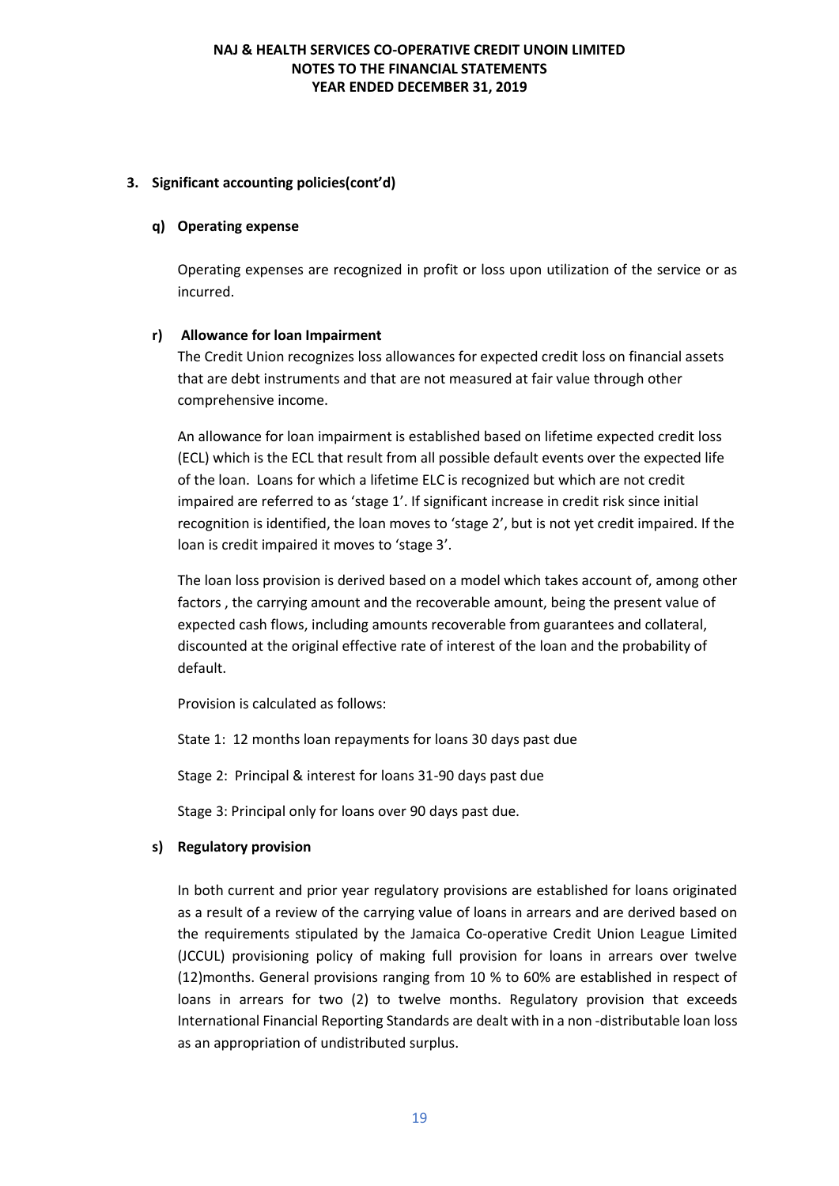## 3. Significant accounting policies(cont'd)

### q) Operating expense

Operating expenses are recognized in profit or loss upon utilization of the service or as incurred.

### r) Allowance for loan Impairment

The Credit Union recognizes loss allowances for expected credit loss on financial assets that are debt instruments and that are not measured at fair value through other comprehensive income.

An allowance for loan impairment is established based on lifetime expected credit loss (ECL) which is the ECL that result from all possible default events over the expected life of the loan. Loans for which a lifetime ELC is recognized but which are not credit impaired are referred to as 'stage 1'. If significant increase in credit risk since initial recognition is identified, the loan moves to 'stage 2', but is not yet credit impaired. If the loan is credit impaired it moves to 'stage 3'.

The loan loss provision is derived based on a model which takes account of, among other factors , the carrying amount and the recoverable amount, being the present value of expected cash flows, including amounts recoverable from guarantees and collateral, discounted at the original effective rate of interest of the loan and the probability of default.

Provision is calculated as follows:

State 1: 12 months loan repayments for loans 30 days past due

Stage 2: Principal & interest for loans 31-90 days past due

Stage 3: Principal only for loans over 90 days past due.

### s) Regulatory provision

In both current and prior year regulatory provisions are established for loans originated as a result of a review of the carrying value of loans in arrears and are derived based on the requirements stipulated by the Jamaica Co-operative Credit Union League Limited (JCCUL) provisioning policy of making full provision for loans in arrears over twelve (12)months. General provisions ranging from 10 % to 60% are established in respect of loans in arrears for two (2) to twelve months. Regulatory provision that exceeds International Financial Reporting Standards are dealt with in a non -distributable loan loss as an appropriation of undistributed surplus.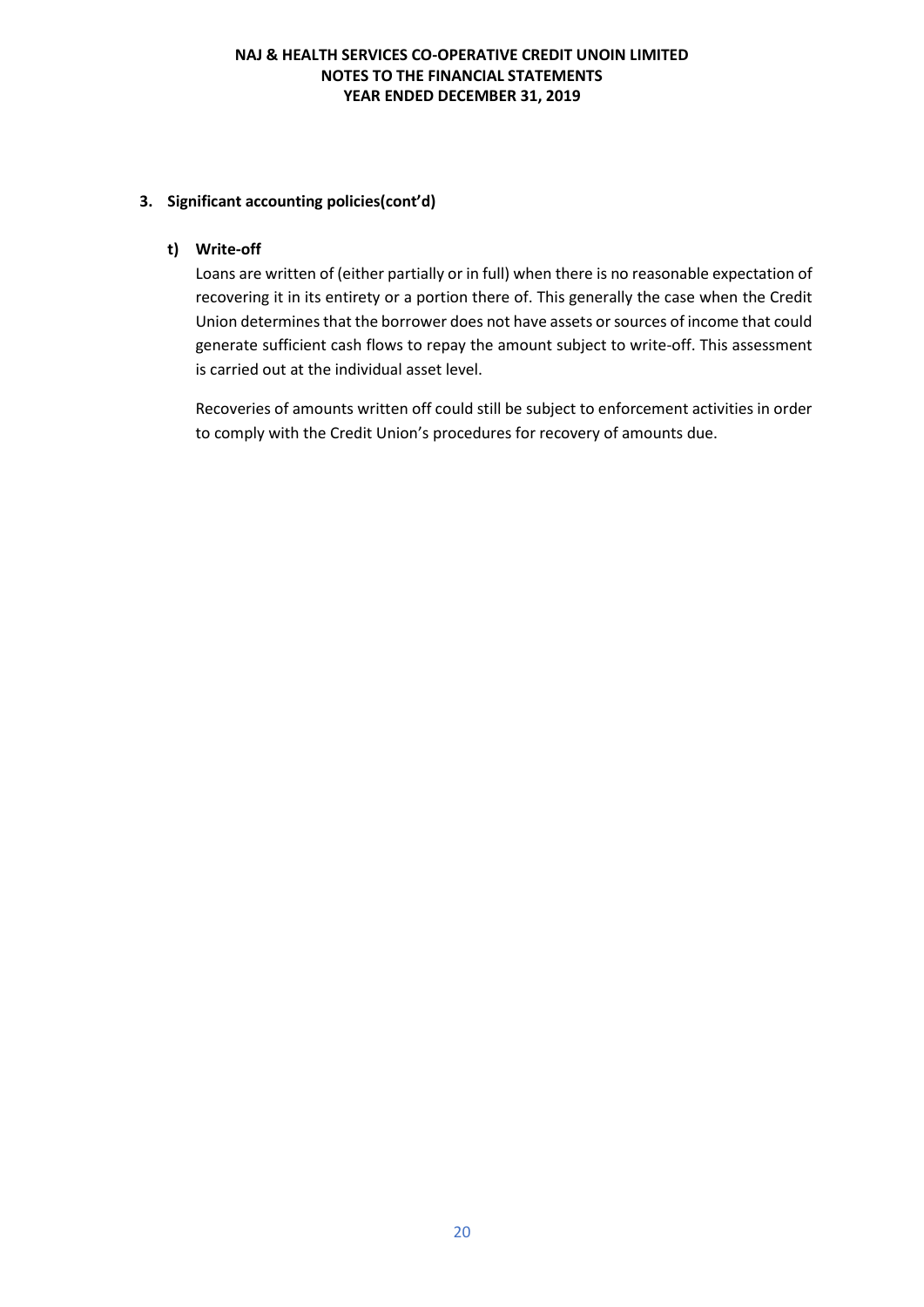### 3. Significant accounting policies(cont'd)

#### t) Write-off

Loans are written of (either partially or in full) when there is no reasonable expectation of recovering it in its entirety or a portion there of. This generally the case when the Credit Union determines that the borrower does not have assets or sources of income that could generate sufficient cash flows to repay the amount subject to write-off. This assessment is carried out at the individual asset level.

Recoveries of amounts written off could still be subject to enforcement activities in order to comply with the Credit Union's procedures for recovery of amounts due.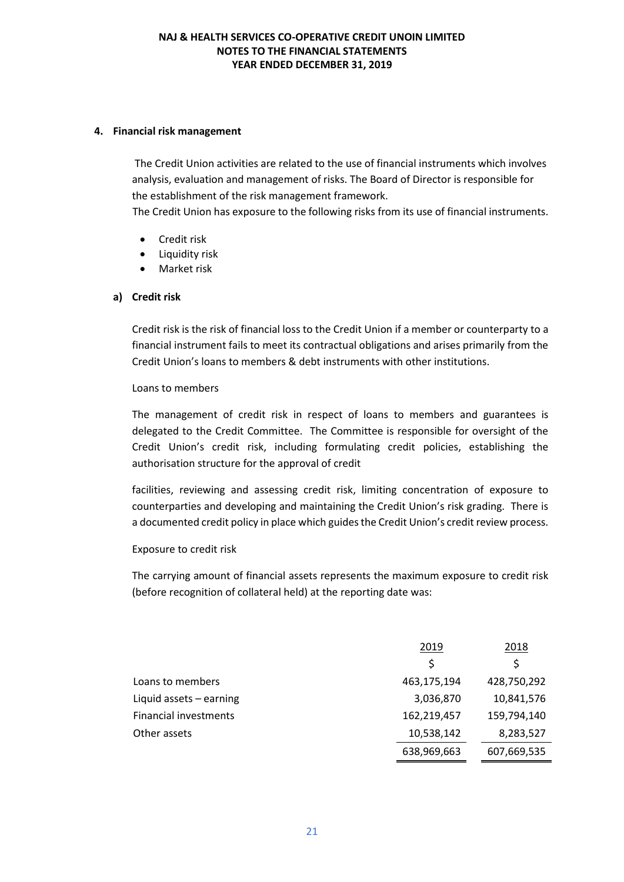## 4. Financial risk management

The Credit Union activities are related to the use of financial instruments which involves analysis, evaluation and management of risks. The Board of Director is responsible for the establishment of the risk management framework.

The Credit Union has exposure to the following risks from its use of financial instruments.

- Credit risk
- Liquidity risk
- Market risk

### a) Credit risk

Credit risk is the risk of financial loss to the Credit Union if a member or counterparty to a financial instrument fails to meet its contractual obligations and arises primarily from the Credit Union's loans to members & debt instruments with other institutions.

Loans to members

The management of credit risk in respect of loans to members and guarantees is delegated to the Credit Committee. The Committee is responsible for oversight of the Credit Union's credit risk, including formulating credit policies, establishing the authorisation structure for the approval of credit

facilities, reviewing and assessing credit risk, limiting concentration of exposure to counterparties and developing and maintaining the Credit Union's risk grading. There is a documented credit policy in place which guides the Credit Union's credit review process.

Exposure to credit risk

The carrying amount of financial assets represents the maximum exposure to credit risk (before recognition of collateral held) at the reporting date was:

| | 2019 | 2018 |
|---|---|---|
| | $ | $ |
| Loans to members | 463,175,194 | 428,750,292 |
| Liquid assets – earning | 3,036,870 | 10,841,576 |
| Financial investments | 162,219,457 | 159,794,140 |
| Other assets | 10,538,142 | 8,283,527 |
| | 638,969,663 | 607,669,535 |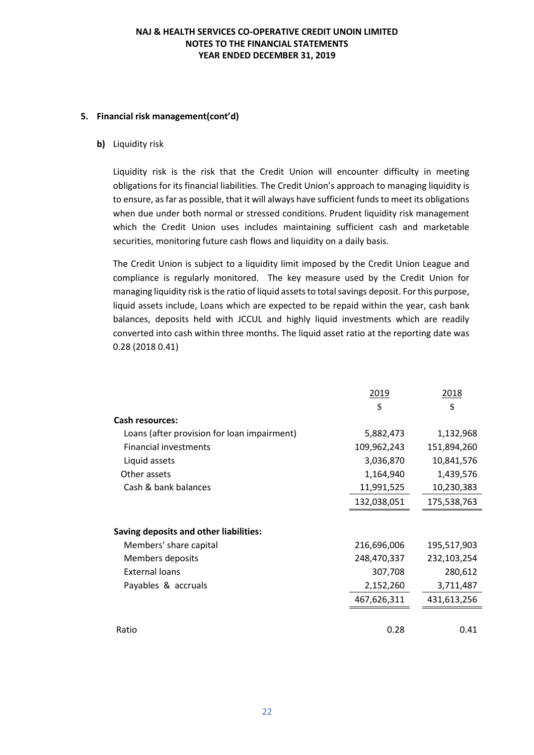## 5. Financial risk management(cont'd)

**b)** Liquidity risk

Liquidity risk is the risk that the Credit Union will encounter difficulty in meeting obligations for its financial liabilities. The Credit Union's approach to managing liquidity is to ensure, as far as possible, that it will always have sufficient funds to meet its obligations when due under both normal or stressed conditions. Prudent liquidity risk management which the Credit Union uses includes maintaining sufficient cash and marketable securities, monitoring future cash flows and liquidity on a daily basis.

The Credit Union is subject to a liquidity limit imposed by the Credit Union League and compliance is regularly monitored. The key measure used by the Credit Union for managing liquidity risk is the ratio of liquid assets to total savings deposit. For this purpose, liquid assets include, Loans which are expected to be repaid within the year, cash bank balances, deposits held with JCCUL and highly liquid investments which are readily converted into cash within three months. The liquid asset ratio at the reporting date was 0.28 (2018 0.41)

| | 2019 | 2018 |
|---|---|---|
| | $ | $ |
| **Cash resources:** | | |
| Loans (after provision for loan impairment) | 5,882,473 | 1,132,968 |
| Financial investments | 109,962,243 | 151,894,260 |
| Liquid assets | 3,036,870 | 10,841,576 |
| Other assets | 1,164,940 | 1,439,576 |
| Cash & bank balances | 11,991,525 | 10,230,383 |
| | 132,038,051 | 175,538,763 |
| **Saving deposits and other liabilities:** | | |
| Members' share capital | 216,696,006 | 195,517,903 |
| Members deposits | 248,470,337 | 232,103,254 |
| External loans | 307,708 | 280,612 |
| Payables & accruals | 2,152,260 | 3,711,487 |
| | 467,626,311 | 431,613,256 |
| Ratio | 0.28 | 0.41 |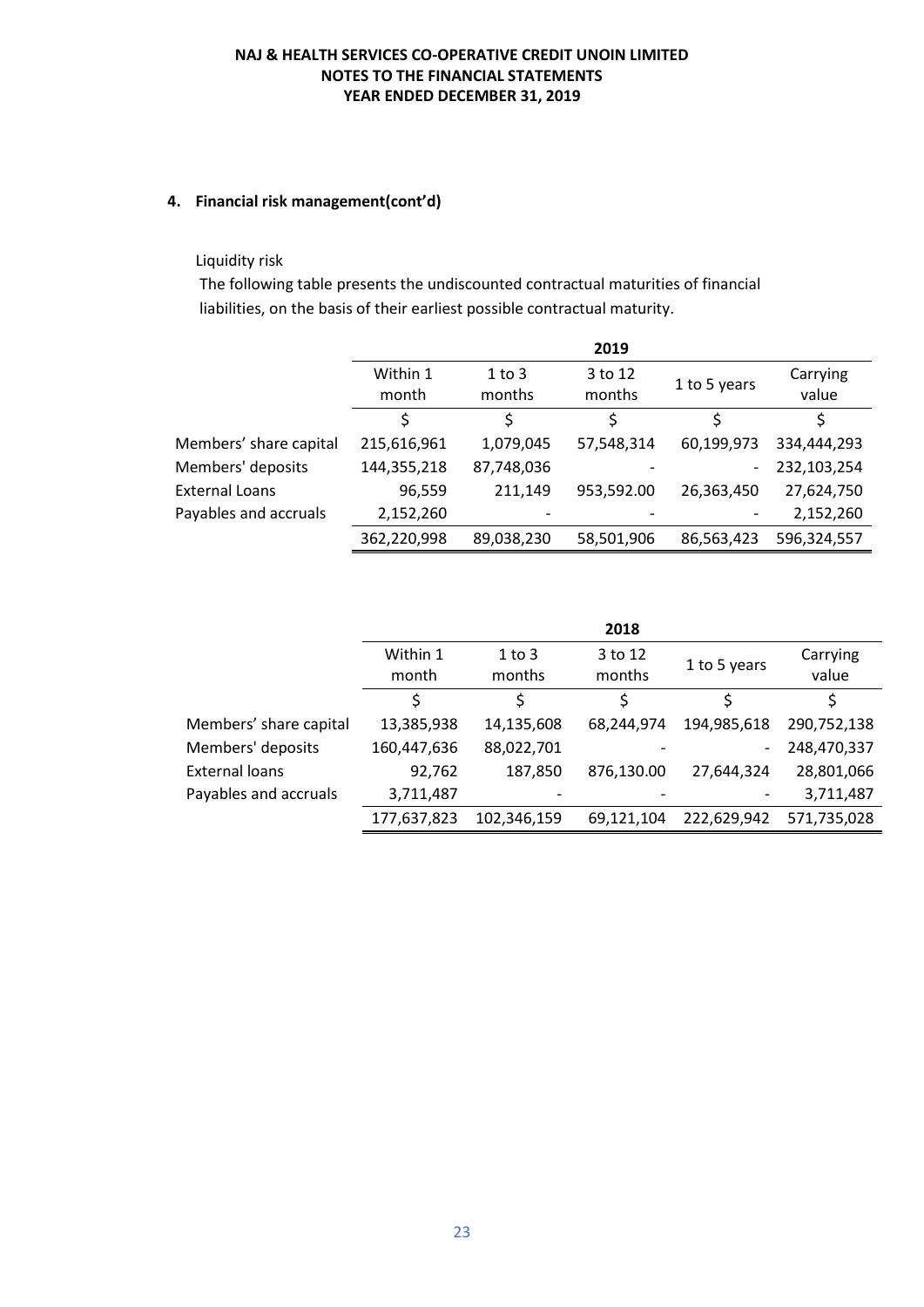## 4. Financial risk management(cont'd)

Liquidity risk

The following table presents the undiscounted contractual maturities of financial liabilities, on the basis of their earliest possible contractual maturity.

| | 2019 | | | | |
|---|---|---|---|---|---|
| | Within 1 month | 1 to 3 months | 3 to 12 months | 1 to 5 years | Carrying value |
| | $ | $ | $ | $ | $ |
| Members' share capital | 215,616,961 | 1,079,045 | 57,548,314 | 60,199,973 | 334,444,293 |
| Members' deposits | 144,355,218 | 87,748,036 | - | - | 232,103,254 |
| External Loans | 96,559 | 211,149 | 953,592.00 | 26,363,450 | 27,624,750 |
| Payables and accruals | 2,152,260 | - | - | - | 2,152,260 |
| | 362,220,998 | 89,038,230 | 58,501,906 | 86,563,423 | 596,324,557 |

| | 2018 | | | | |
|---|---|---|---|---|---|
| | Within 1 month | 1 to 3 months | 3 to 12 months | 1 to 5 years | Carrying value |
| | $ | $ | $ | $ | $ |
| Members' share capital | 13,385,938 | 14,135,608 | 68,244,974 | 194,985,618 | 290,752,138 |
| Members' deposits | 160,447,636 | 88,022,701 | - | - | 248,470,337 |
| External loans | 92,762 | 187,850 | 876,130.00 | 27,644,324 | 28,801,066 |
| Payables and accruals | 3,711,487 | - | - | - | 3,711,487 |
| | 177,637,823 | 102,346,159 | 69,121,104 | 222,629,942 | 571,735,028 |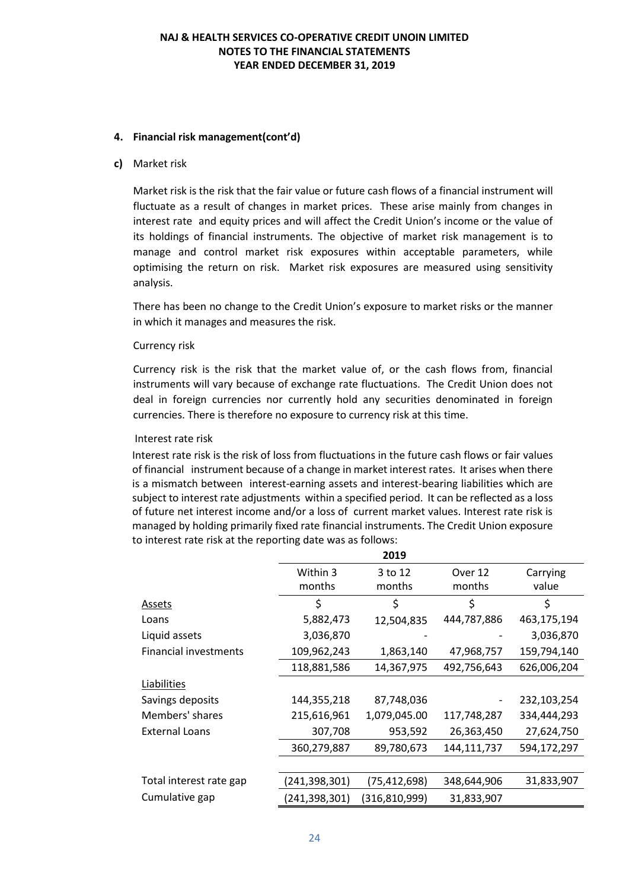**NAJ & HEALTH SERVICES CO-OPERATIVE CREDIT UNOIN LIMITED**
**NOTES TO THE FINANCIAL STATEMENTS**
**YEAR ENDED DECEMBER 31, 2019**

**4. Financial risk management(cont'd)**

**c)** Market risk

Market risk is the risk that the fair value or future cash flows of a financial instrument will fluctuate as a result of changes in market prices. These arise mainly from changes in interest rate and equity prices and will affect the Credit Union's income or the value of its holdings of financial instruments. The objective of market risk management is to manage and control market risk exposures within acceptable parameters, while optimising the return on risk. Market risk exposures are measured using sensitivity analysis.

There has been no change to the Credit Union's exposure to market risks or the manner in which it manages and measures the risk.

Currency risk

Currency risk is the risk that the market value of, or the cash flows from, financial instruments will vary because of exchange rate fluctuations. The Credit Union does not deal in foreign currencies nor currently hold any securities denominated in foreign currencies. There is therefore no exposure to currency risk at this time.

Interest rate risk

Interest rate risk is the risk of loss from fluctuations in the future cash flows or fair values of financial instrument because of a change in market interest rates. It arises when there is a mismatch between interest-earning assets and interest-bearing liabilities which are subject to interest rate adjustments within a specified period. It can be reflected as a loss of future net interest income and/or a loss of current market values. Interest rate risk is managed by holding primarily fixed rate financial instruments. The Credit Union exposure to interest rate risk at the reporting date was as follows:

| | 2019 | | | |
|---|---|---|---|---|
| | Within 3 months | 3 to 12 months | Over 12 months | Carrying value |
| Assets | $ | $ | $ | $ |
| Loans | 5,882,473 | 12,504,835 | 444,787,886 | 463,175,194 |
| Liquid assets | 3,036,870 | - | - | 3,036,870 |
| Financial investments | 109,962,243 | 1,863,140 | 47,968,757 | 159,794,140 |
| | 118,881,586 | 14,367,975 | 492,756,643 | 626,006,204 |
| Liabilities | | | | |
| Savings deposits | 144,355,218 | 87,748,036 | - | 232,103,254 |
| Members' shares | 215,616,961 | 1,079,045.00 | 117,748,287 | 334,444,293 |
| External Loans | 307,708 | 953,592 | 26,363,450 | 27,624,750 |
| | 360,279,887 | 89,780,673 | 144,111,737 | 594,172,297 |
| | | | | |
| Total interest rate gap | (241,398,301) | (75,412,698) | 348,644,906 | 31,833,907 |
| Cumulative gap | (241,398,301) | (316,810,999) | 31,833,907 | |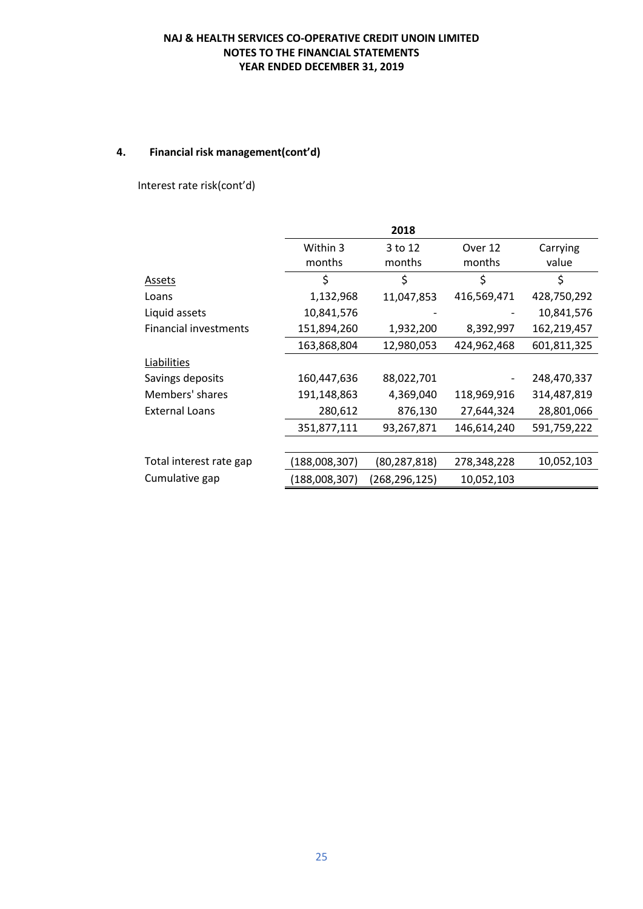## 4. Financial risk management(cont'd)

Interest rate risk(cont'd)

| | 2018 | | | |
|---|---|---|---|---|
| | Within 3 months | 3 to 12 months | Over 12 months | Carrying value |
| Assets | $ | $ | $ | $ |
| Loans | 1,132,968 | 11,047,853 | 416,569,471 | 428,750,292 |
| Liquid assets | 10,841,576 | - | - | 10,841,576 |
| Financial investments | 151,894,260 | 1,932,200 | 8,392,997 | 162,219,457 |
| | 163,868,804 | 12,980,053 | 424,962,468 | 601,811,325 |
| Liabilities | | | | |
| Savings deposits | 160,447,636 | 88,022,701 | - | 248,470,337 |
| Members' shares | 191,148,863 | 4,369,040 | 118,969,916 | 314,487,819 |
| External Loans | 280,612 | 876,130 | 27,644,324 | 28,801,066 |
| | 351,877,111 | 93,267,871 | 146,614,240 | 591,759,222 |
| Total interest rate gap | (188,008,307) | (80,287,818) | 278,348,228 | 10,052,103 |
| Cumulative gap | (188,008,307) | (268,296,125) | 10,052,103 | |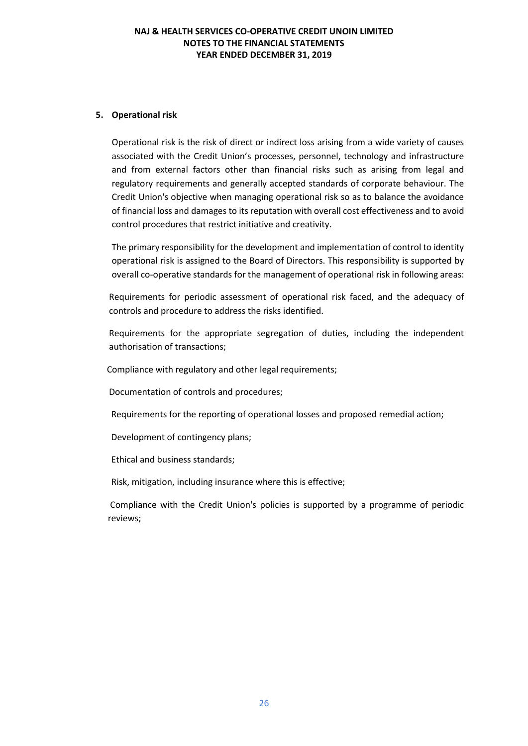## 5. Operational risk

Operational risk is the risk of direct or indirect loss arising from a wide variety of causes associated with the Credit Union's processes, personnel, technology and infrastructure and from external factors other than financial risks such as arising from legal and regulatory requirements and generally accepted standards of corporate behaviour. The Credit Union's objective when managing operational risk so as to balance the avoidance of financial loss and damages to its reputation with overall cost effectiveness and to avoid control procedures that restrict initiative and creativity.

The primary responsibility for the development and implementation of control to identity operational risk is assigned to the Board of Directors. This responsibility is supported by overall co-operative standards for the management of operational risk in following areas:

Requirements for periodic assessment of operational risk faced, and the adequacy of controls and procedure to address the risks identified.

Requirements for the appropriate segregation of duties, including the independent authorisation of transactions;

Compliance with regulatory and other legal requirements;

Documentation of controls and procedures;

Requirements for the reporting of operational losses and proposed remedial action;

Development of contingency plans;

Ethical and business standards;

Risk, mitigation, including insurance where this is effective;

Compliance with the Credit Union's policies is supported by a programme of periodic reviews;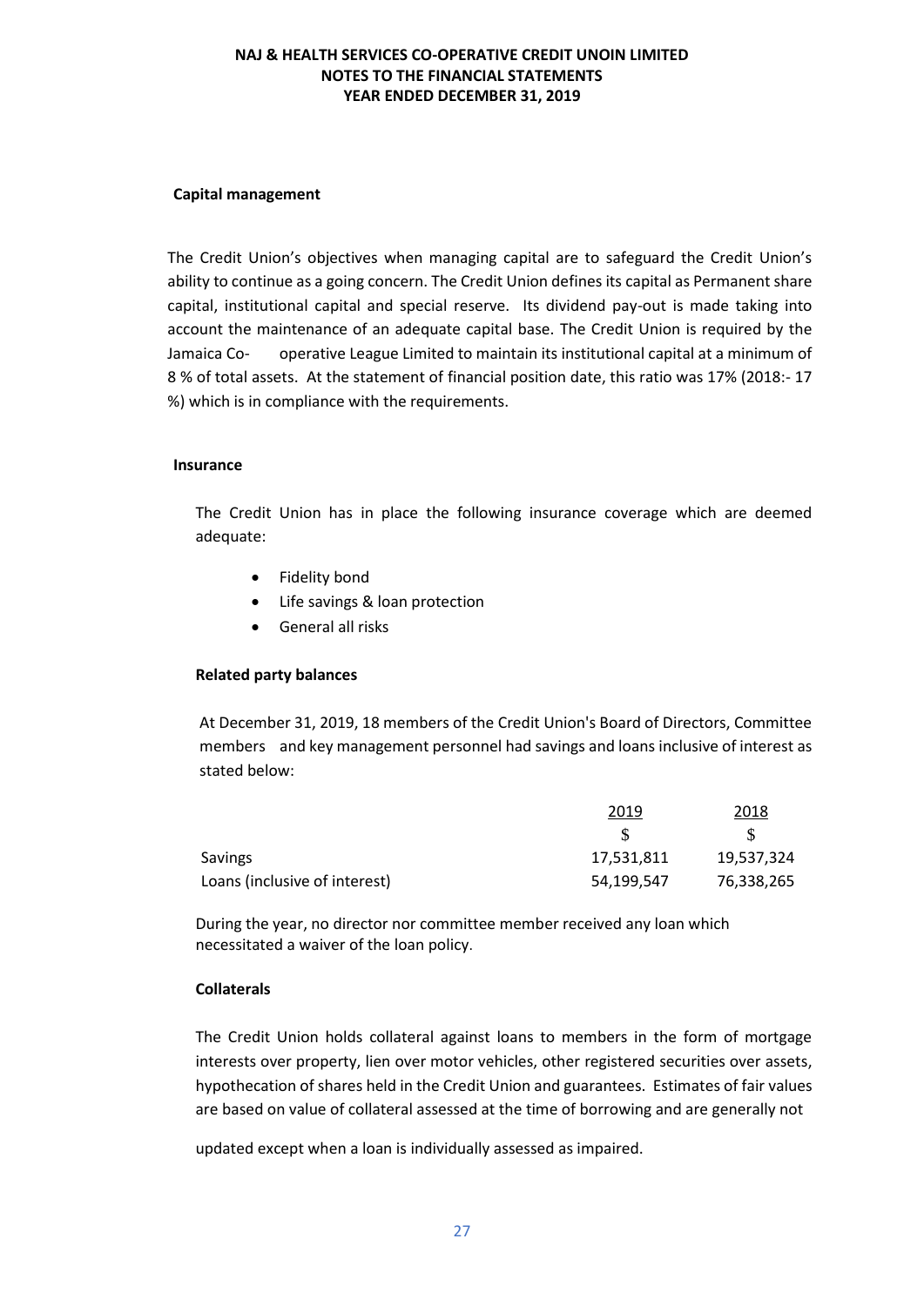**Capital management**

The Credit Union's objectives when managing capital are to safeguard the Credit Union's ability to continue as a going concern. The Credit Union defines its capital as Permanent share capital, institutional capital and special reserve. Its dividend pay-out is made taking into account the maintenance of an adequate capital base. The Credit Union is required by the Jamaica Co- operative League Limited to maintain its institutional capital at a minimum of 8 % of total assets. At the statement of financial position date, this ratio was 17% (2018:- 17 %) which is in compliance with the requirements.

**Insurance**

The Credit Union has in place the following insurance coverage which are deemed adequate:

- Fidelity bond
- Life savings & loan protection
- General all risks

**Related party balances**

At December 31, 2019, 18 members of the Credit Union's Board of Directors, Committee members and key management personnel had savings and loans inclusive of interest as stated below:

| | 2019 | 2018 |
|---|---|---|
| | $ | $ |
| Savings | 17,531,811 | 19,537,324 |
| Loans (inclusive of interest) | 54,199,547 | 76,338,265 |

During the year, no director nor committee member received any loan which necessitated a waiver of the loan policy.

**Collaterals**

The Credit Union holds collateral against loans to members in the form of mortgage interests over property, lien over motor vehicles, other registered securities over assets, hypothecation of shares held in the Credit Union and guarantees. Estimates of fair values are based on value of collateral assessed at the time of borrowing and are generally not updated except when a loan is individually assessed as impaired.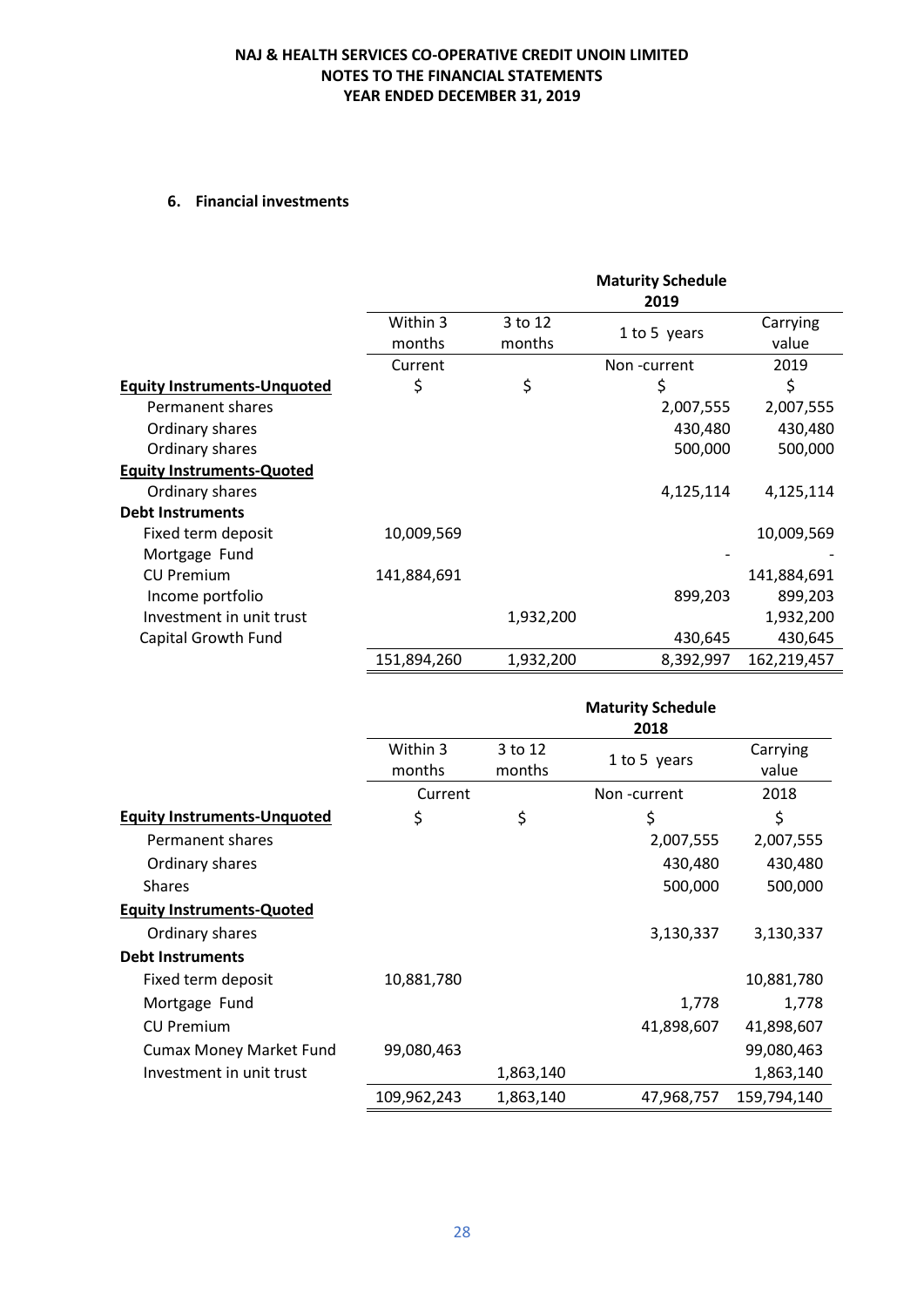## 6. Financial investments

| | Maturity Schedule 2019 | | | |
|---|---|---|---|---|
| | Within 3 months | 3 to 12 months | 1 to 5 years | Carrying value |
| | Current | | Non -current | 2019 |
| **Equity Instruments-Unquoted** | $ | $ | $ | $ |
| Permanent shares | | | 2,007,555 | 2,007,555 |
| Ordinary shares | | | 430,480 | 430,480 |
| Ordinary shares | | | 500,000 | 500,000 |
| **Equity Instruments-Quoted** | | | | |
| Ordinary shares | | | 4,125,114 | 4,125,114 |
| **Debt Instruments** | | | | |
| Fixed term deposit | 10,009,569 | | | 10,009,569 |
| Mortgage Fund | | | - | - |
| CU Premium | 141,884,691 | | | 141,884,691 |
| Income portfolio | | | 899,203 | 899,203 |
| Investment in unit trust | | 1,932,200 | | 1,932,200 |
| Capital Growth Fund | | | 430,645 | 430,645 |
| | 151,894,260 | 1,932,200 | 8,392,997 | 162,219,457 |

| | Maturity Schedule 2018 | | | |
|---|---|---|---|---|
| | Within 3 months | 3 to 12 months | 1 to 5 years | Carrying value |
| | Current | | Non -current | 2018 |
| **Equity Instruments-Unquoted** | $ | $ | $ | $ |
| Permanent shares | | | 2,007,555 | 2,007,555 |
| Ordinary shares | | | 430,480 | 430,480 |
| Shares | | | 500,000 | 500,000 |
| **Equity Instruments-Quoted** | | | | |
| Ordinary shares | | | 3,130,337 | 3,130,337 |
| **Debt Instruments** | | | | |
| Fixed term deposit | 10,881,780 | | | 10,881,780 |
| Mortgage Fund | | | 1,778 | 1,778 |
| CU Premium | | | 41,898,607 | 41,898,607 |
| Cumax Money Market Fund | 99,080,463 | | | 99,080,463 |
| Investment in unit trust | | 1,863,140 | | 1,863,140 |
| | 109,962,243 | 1,863,140 | 47,968,757 | 159,794,140 |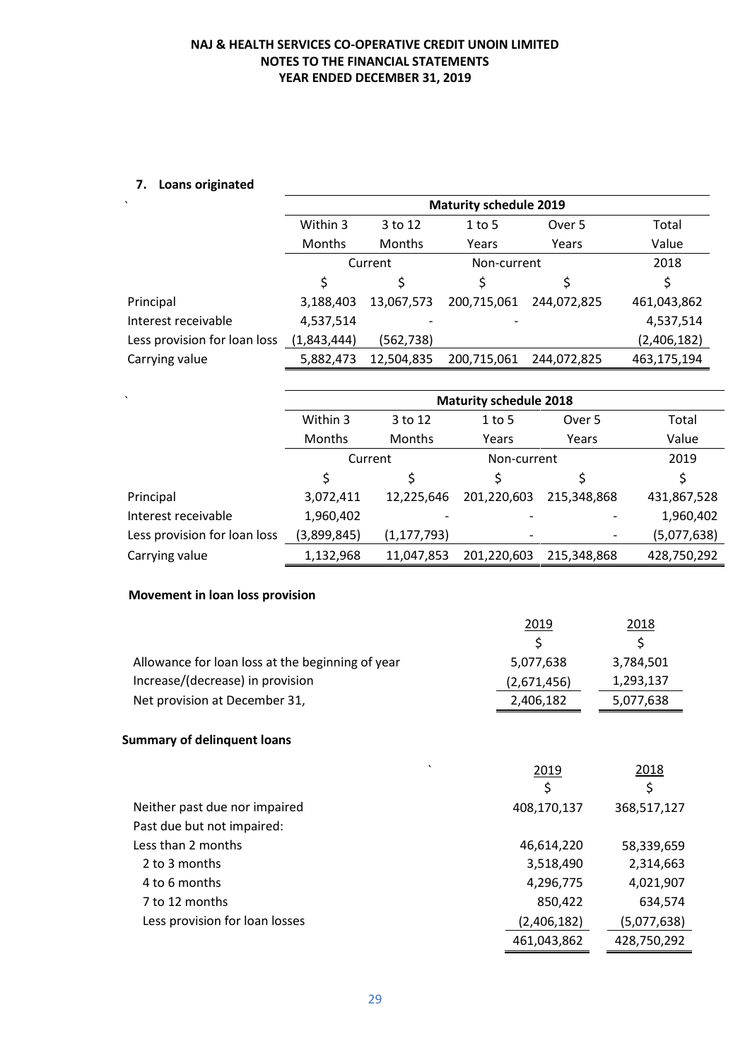## 7. Loans originated

| | Maturity schedule 2019 | | | | |
|---|---|---|---|---|---|
| | Within 3 Months | 3 to 12 Months | 1 to 5 Years | Over 5 Years | Total Value |
| | Current | | Non-current | | 2018 |
| | $ | $ | $ | $ | $ |
| Principal | 3,188,403 | 13,067,573 | 200,715,061 | 244,072,825 | 461,043,862 |
| Interest receivable | 4,537,514 | - | - | | 4,537,514 |
| Less provision for loan loss | (1,843,444) | (562,738) | | | (2,406,182) |
| Carrying value | 5,882,473 | 12,504,835 | 200,715,061 | 244,072,825 | 463,175,194 |

| | Maturity schedule 2018 | | | | |
|---|---|---|---|---|---|
| | Within 3 Months | 3 to 12 Months | 1 to 5 Years | Over 5 Years | Total Value |
| | Current | | Non-current | | 2019 |
| | $ | $ | $ | $ | $ |
| Principal | 3,072,411 | 12,225,646 | 201,220,603 | 215,348,868 | 431,867,528 |
| Interest receivable | 1,960,402 | - | - | - | 1,960,402 |
| Less provision for loan loss | (3,899,845) | (1,177,793) | - | - | (5,077,638) |
| Carrying value | 1,132,968 | 11,047,853 | 201,220,603 | 215,348,868 | 428,750,292 |

### Movement in loan loss provision

| | 2019 | 2018 |
|---|---|---|
| | $ | $ |
| Allowance for loan loss at the beginning of year | 5,077,638 | 3,784,501 |
| Increase/(decrease) in provision | (2,671,456) | 1,293,137 |
| Net provision at December 31, | 2,406,182 | 5,077,638 |

### Summary of delinquent loans

| | 2019 | 2018 |
|---|---|---|
| | $ | $ |
| Neither past due nor impaired | 408,170,137 | 368,517,127 |
| Past due but not impaired: | | |
| Less than 2 months | 46,614,220 | 58,339,659 |
| 2 to 3 months | 3,518,490 | 2,314,663 |
| 4 to 6 months | 4,296,775 | 4,021,907 |
| 7 to 12 months | 850,422 | 634,574 |
| Less provision for loan losses | (2,406,182) | (5,077,638) |
| | 461,043,862 | 428,750,292 |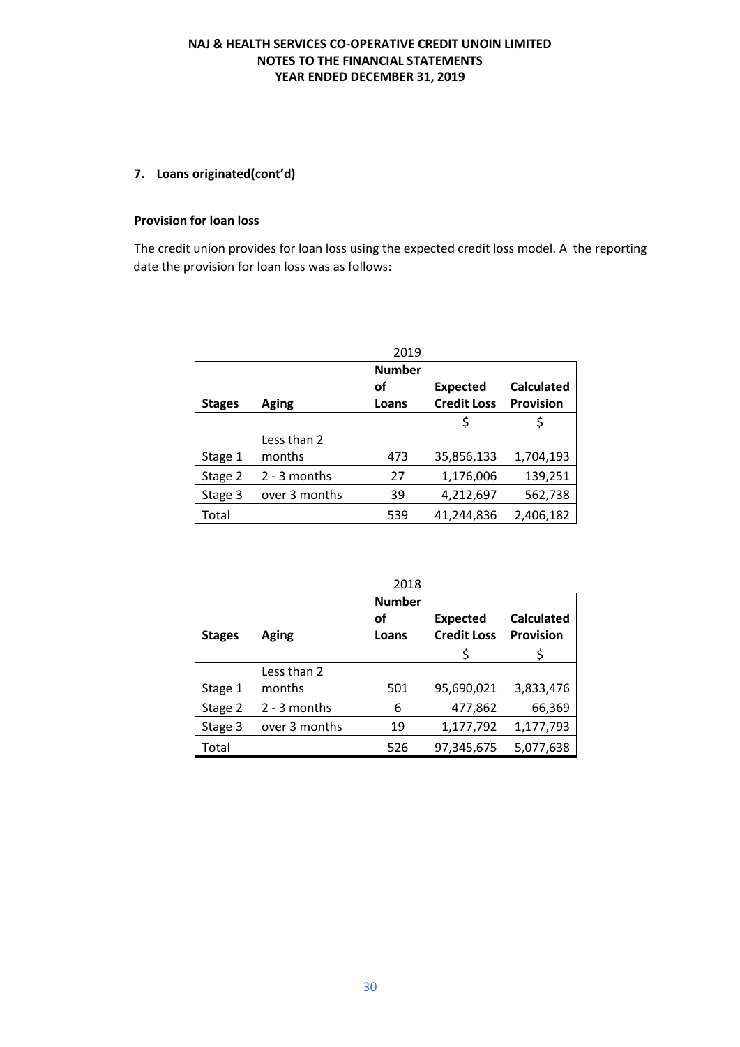NAJ & HEALTH SERVICES CO-OPERATIVE CREDIT UNOIN LIMITED
NOTES TO THE FINANCIAL STATEMENTS
YEAR ENDED DECEMBER 31, 2019

## 7. Loans originated(cont'd)

### Provision for loan loss

The credit union provides for loan loss using the expected credit loss model. A the reporting date the provision for loan loss was as follows:

2019

| Stages | Aging | Number of Loans | Expected Credit Loss | Calculated Provision |
|---|---|---|---|---|
| | | | $ | $ |
| Stage 1 | Less than 2 months | 473 | 35,856,133 | 1,704,193 |
| Stage 2 | 2 - 3 months | 27 | 1,176,006 | 139,251 |
| Stage 3 | over 3 months | 39 | 4,212,697 | 562,738 |
| Total | | 539 | 41,244,836 | 2,406,182 |

2018

| Stages | Aging | Number of Loans | Expected Credit Loss | Calculated Provision |
|---|---|---|---|---|
| | | | $ | $ |
| Stage 1 | Less than 2 months | 501 | 95,690,021 | 3,833,476 |
| Stage 2 | 2 - 3 months | 6 | 477,862 | 66,369 |
| Stage 3 | over 3 months | 19 | 1,177,792 | 1,177,793 |
| Total | | 526 | 97,345,675 | 5,077,638 |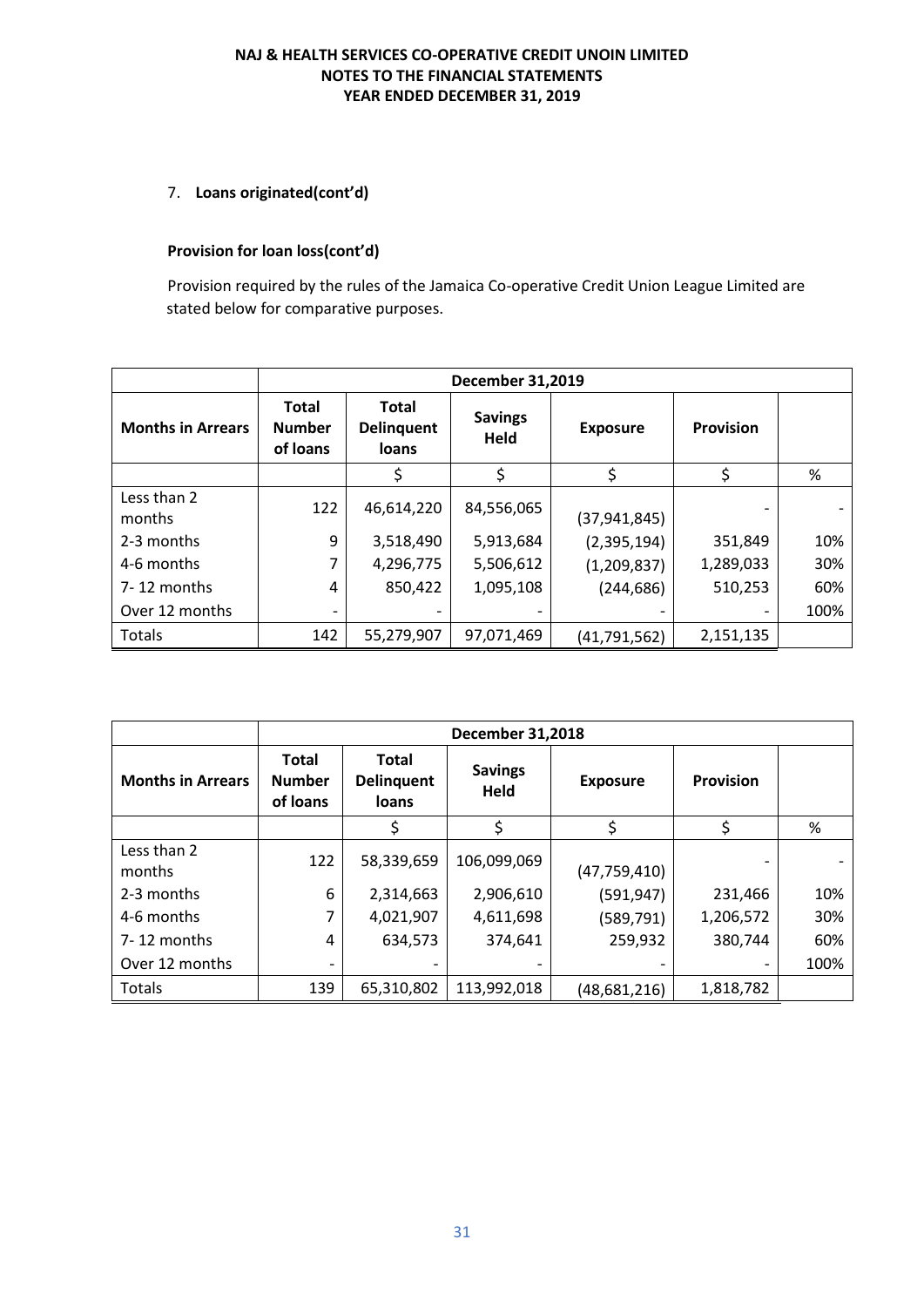### 7. **Loans originated(cont'd)**

**Provision for loan loss(cont'd)**

Provision required by the rules of the Jamaica Co-operative Credit Union League Limited are stated below for comparative purposes.

| | December 31,2019 | | | | | |
|---|---|---|---|---|---|---|
| **Months in Arrears** | **Total Number of loans** | **Total Delinquent loans** | **Savings Held** | **Exposure** | **Provision** | |
| | | $ | $ | $ | $ | % |
| Less than 2 months | 122 | 46,614,220 | 84,556,065 | (37,941,845) | - | - |
| 2-3 months | 9 | 3,518,490 | 5,913,684 | (2,395,194) | 351,849 | 10% |
| 4-6 months | 7 | 4,296,775 | 5,506,612 | (1,209,837) | 1,289,033 | 30% |
| 7- 12 months | 4 | 850,422 | 1,095,108 | (244,686) | 510,253 | 60% |
| Over 12 months | - | - | - | - | - | 100% |
| Totals | 142 | 55,279,907 | 97,071,469 | (41,791,562) | 2,151,135 | |

| | December 31,2018 | | | | | |
|---|---|---|---|---|---|---|
| **Months in Arrears** | **Total Number of loans** | **Total Delinquent loans** | **Savings Held** | **Exposure** | **Provision** | |
| | | $ | $ | $ | $ | % |
| Less than 2 months | 122 | 58,339,659 | 106,099,069 | (47,759,410) | - | - |
| 2-3 months | 6 | 2,314,663 | 2,906,610 | (591,947) | 231,466 | 10% |
| 4-6 months | 7 | 4,021,907 | 4,611,698 | (589,791) | 1,206,572 | 30% |
| 7- 12 months | 4 | 634,573 | 374,641 | 259,932 | 380,744 | 60% |
| Over 12 months | - | - | - | - | - | 100% |
| Totals | 139 | 65,310,802 | 113,992,018 | (48,681,216) | 1,818,782 | |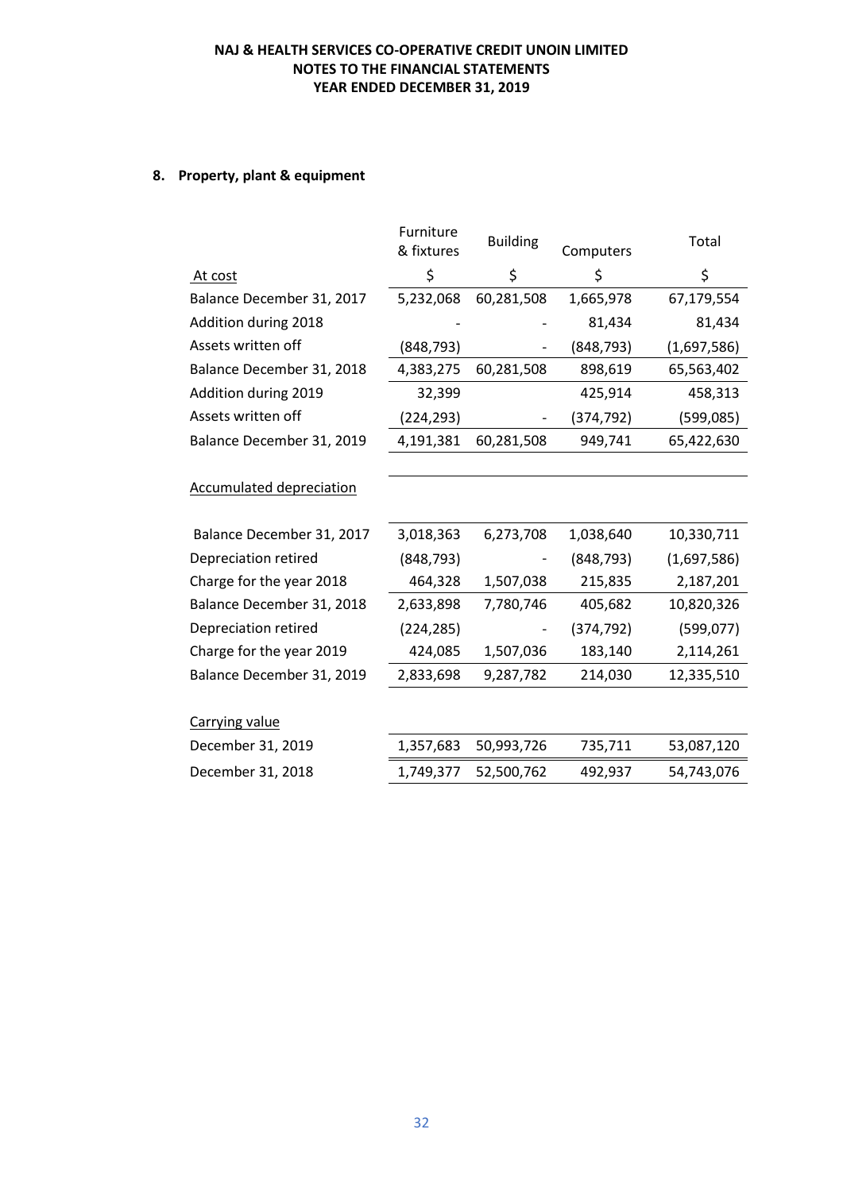NAJ & HEALTH SERVICES CO-OPERATIVE CREDIT UNOIN LIMITED
NOTES TO THE FINANCIAL STATEMENTS
YEAR ENDED DECEMBER 31, 2019

## 8. Property, plant & equipment

| | Furniture & fixtures | Building | Computers | Total |
|---|---|---|---|---|
| At cost | $ | $ | $ | $ |
| Balance December 31, 2017 | 5,232,068 | 60,281,508 | 1,665,978 | 67,179,554 |
| Addition during 2018 | - | - | 81,434 | 81,434 |
| Assets written off | (848,793) | - | (848,793) | (1,697,586) |
| Balance December 31, 2018 | 4,383,275 | 60,281,508 | 898,619 | 65,563,402 |
| Addition during 2019 | 32,399 | | 425,914 | 458,313 |
| Assets written off | (224,293) | - | (374,792) | (599,085) |
| Balance December 31, 2019 | 4,191,381 | 60,281,508 | 949,741 | 65,422,630 |
| | | | | |
| Accumulated depreciation | | | | |
| | | | | |
| Balance December 31, 2017 | 3,018,363 | 6,273,708 | 1,038,640 | 10,330,711 |
| Depreciation retired | (848,793) | - | (848,793) | (1,697,586) |
| Charge for the year 2018 | 464,328 | 1,507,038 | 215,835 | 2,187,201 |
| Balance December 31, 2018 | 2,633,898 | 7,780,746 | 405,682 | 10,820,326 |
| Depreciation retired | (224,285) | - | (374,792) | (599,077) |
| Charge for the year 2019 | 424,085 | 1,507,036 | 183,140 | 2,114,261 |
| Balance December 31, 2019 | 2,833,698 | 9,287,782 | 214,030 | 12,335,510 |
| | | | | |
| Carrying value | | | | |
| December 31, 2019 | 1,357,683 | 50,993,726 | 735,711 | 53,087,120 |
| December 31, 2018 | 1,749,377 | 52,500,762 | 492,937 | 54,743,076 |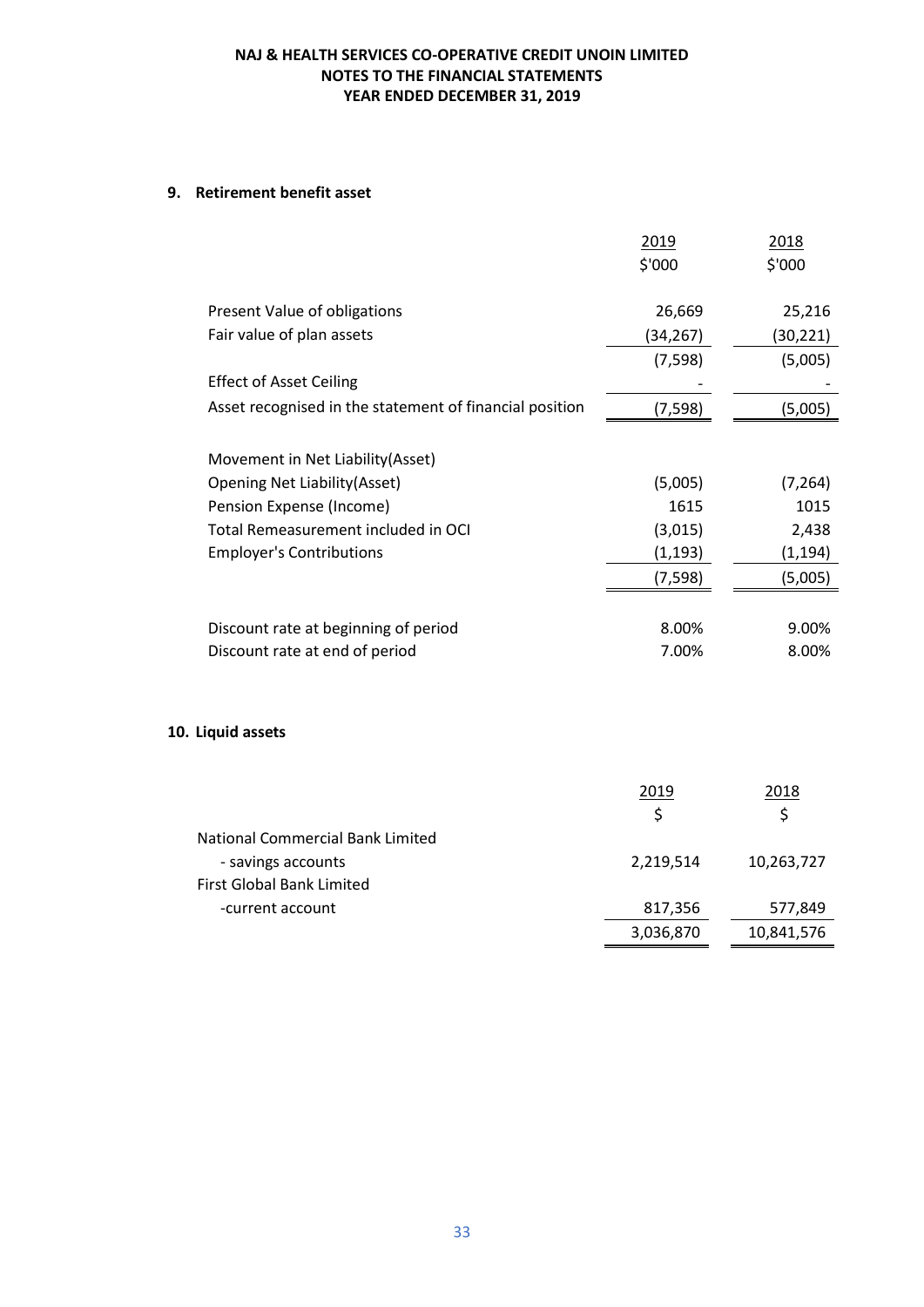## 9. Retirement benefit asset

| | 2019 | 2018 |
|---|---|---|
| | $'000 | $'000 |
| Present Value of obligations | 26,669 | 25,216 |
| Fair value of plan assets | (34,267) | (30,221) |
| | (7,598) | (5,005) |
| Effect of Asset Ceiling | - | - |
| Asset recognised in the statement of financial position | (7,598) | (5,005) |
| | | |
| Movement in Net Liability(Asset) | | |
| Opening Net Liability(Asset) | (5,005) | (7,264) |
| Pension Expense (Income) | 1615 | 1015 |
| Total Remeasurement included in OCI | (3,015) | 2,438 |
| Employer's Contributions | (1,193) | (1,194) |
| | (7,598) | (5,005) |
| | | |
| Discount rate at beginning of period | 8.00% | 9.00% |
| Discount rate at end of period | 7.00% | 8.00% |

## 10. Liquid assets

| | 2019 | 2018 |
|---|---|---|
| | $ | $ |
| National Commercial Bank Limited | | |
| - savings accounts | 2,219,514 | 10,263,727 |
| First Global Bank Limited | | |
| -current account | 817,356 | 577,849 |
| | 3,036,870 | 10,841,576 |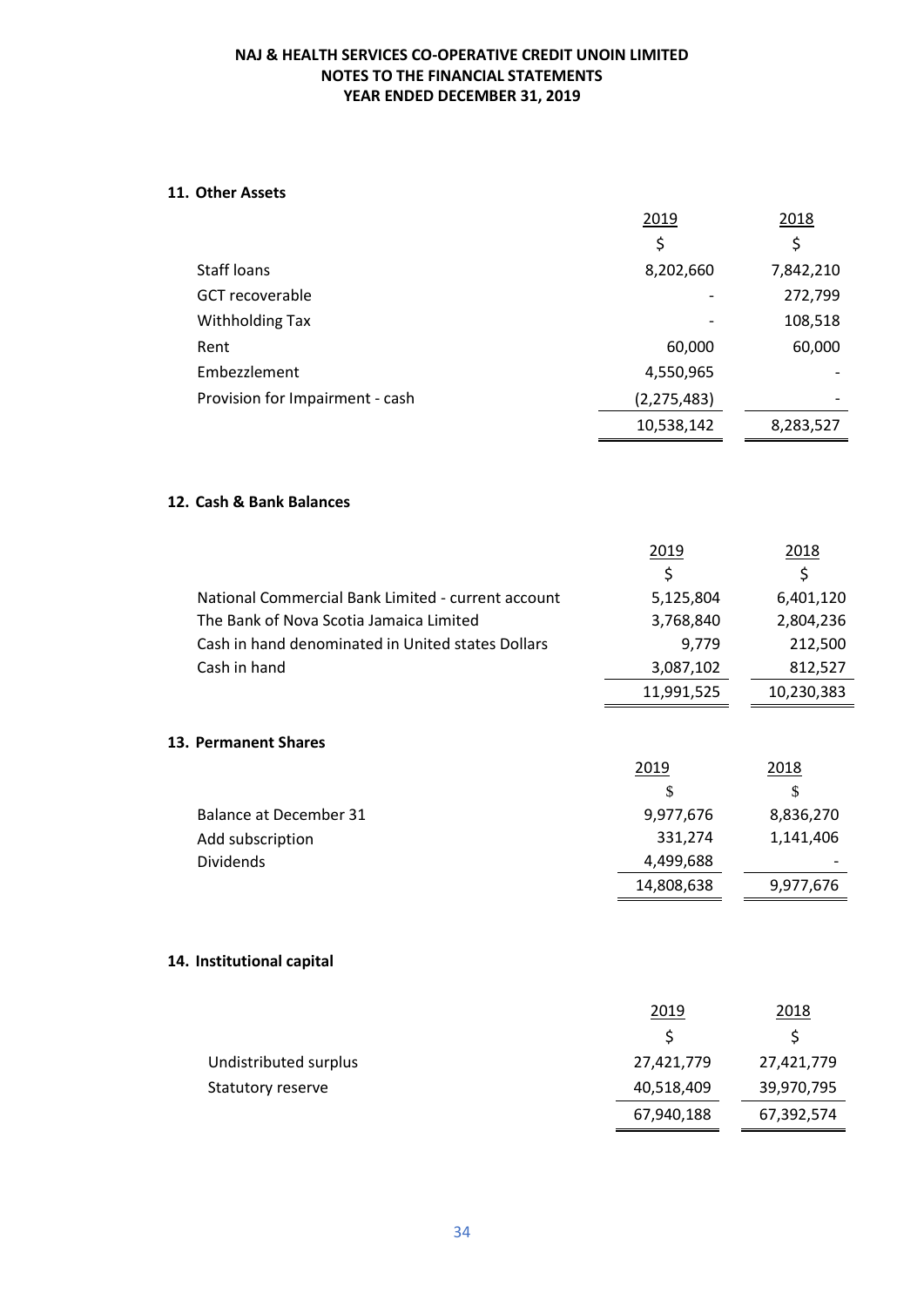# NAJ & HEALTH SERVICES CO-OPERATIVE CREDIT UNOIN LIMITED
## NOTES TO THE FINANCIAL STATEMENTS
## YEAR ENDED DECEMBER 31, 2019

### 11. Other Assets

| | 2019 | 2018 |
|---|---|---|
| | $ | $ |
| Staff loans | 8,202,660 | 7,842,210 |
| GCT recoverable | - | 272,799 |
| Withholding Tax | - | 108,518 |
| Rent | 60,000 | 60,000 |
| Embezzlement | 4,550,965 | - |
| Provision for Impairment - cash | (2,275,483) | - |
| | 10,538,142 | 8,283,527 |

### 12. Cash & Bank Balances

| | 2019 | 2018 |
|---|---|---|
| | $ | $ |
| National Commercial Bank Limited - current account | 5,125,804 | 6,401,120 |
| The Bank of Nova Scotia Jamaica Limited | 3,768,840 | 2,804,236 |
| Cash in hand denominated in United states Dollars | 9,779 | 212,500 |
| Cash in hand | 3,087,102 | 812,527 |
| | 11,991,525 | 10,230,383 |

### 13. Permanent Shares

| | 2019 | 2018 |
|---|---|---|
| | $ | $ |
| Balance at December 31 | 9,977,676 | 8,836,270 |
| Add subscription | 331,274 | 1,141,406 |
| Dividends | 4,499,688 | - |
| | 14,808,638 | 9,977,676 |

### 14. Institutional capital

| | 2019 | 2018 |
|---|---|---|
| | $ | $ |
| Undistributed surplus | 27,421,779 | 27,421,779 |
| Statutory reserve | 40,518,409 | 39,970,795 |
| | 67,940,188 | 67,392,574 |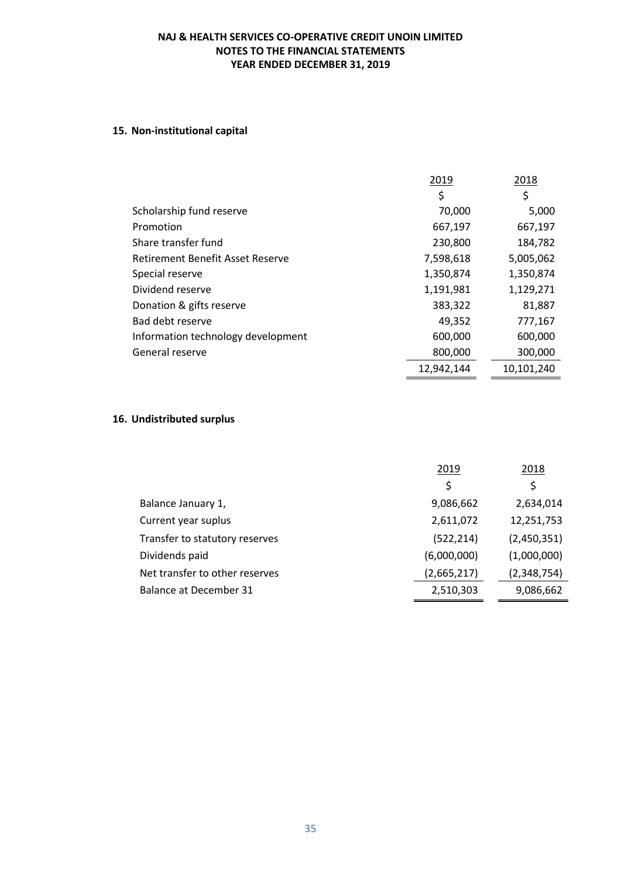NAJ & HEALTH SERVICES CO-OPERATIVE CREDIT UNOIN LIMITED
NOTES TO THE FINANCIAL STATEMENTS
YEAR ENDED DECEMBER 31, 2019

## 15. Non-institutional capital

| | 2019 | 2018 |
|---|---|---|
| | $ | $ |
| Scholarship fund reserve | 70,000 | 5,000 |
| Promotion | 667,197 | 667,197 |
| Share transfer fund | 230,800 | 184,782 |
| Retirement Benefit Asset Reserve | 7,598,618 | 5,005,062 |
| Special reserve | 1,350,874 | 1,350,874 |
| Dividend reserve | 1,191,981 | 1,129,271 |
| Donation & gifts reserve | 383,322 | 81,887 |
| Bad debt reserve | 49,352 | 777,167 |
| Information technology development | 600,000 | 600,000 |
| General reserve | 800,000 | 300,000 |
| | 12,942,144 | 10,101,240 |

## 16. Undistributed surplus

| | 2019 | 2018 |
|---|---|---|
| | $ | $ |
| Balance January 1, | 9,086,662 | 2,634,014 |
| Current year suplus | 2,611,072 | 12,251,753 |
| Transfer to statutory reserves | (522,214) | (2,450,351) |
| Dividends paid | (6,000,000) | (1,000,000) |
| Net transfer to other reserves | (2,665,217) | (2,348,754) |
| Balance at December 31 | 2,510,303 | 9,086,662 |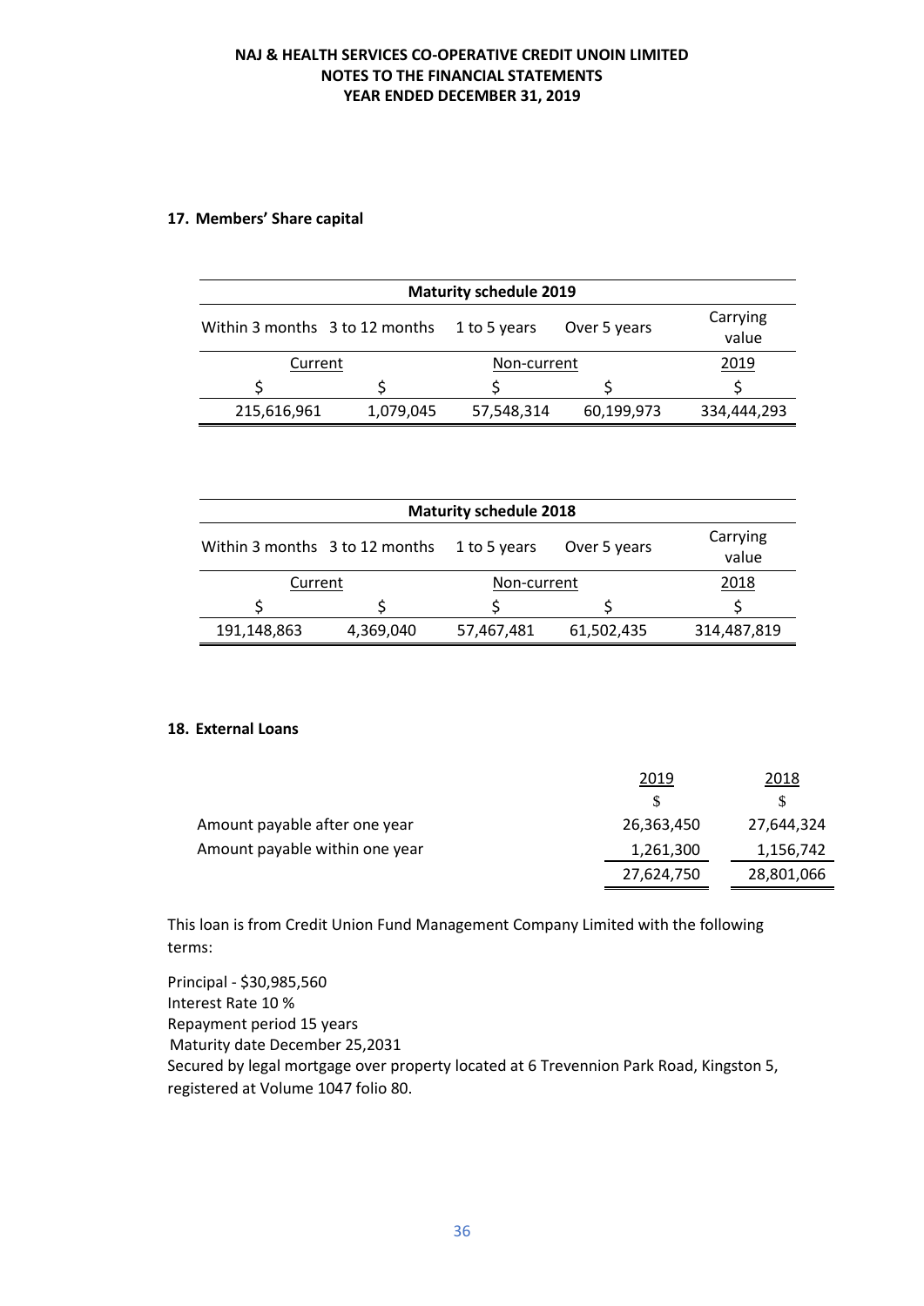## 17. Members' Share capital

| Maturity schedule 2019 | | | | |
|---|---|---|---|---|
| Within 3 months | 3 to 12 months | 1 to 5 years | Over 5 years | Carrying value |
| Current | | Non-current | | 2019 |
| $ | $ | $ | $ | $ |
| 215,616,961 | 1,079,045 | 57,548,314 | 60,199,973 | 334,444,293 |

| Maturity schedule 2018 | | | | |
|---|---|---|---|---|
| Within 3 months | 3 to 12 months | 1 to 5 years | Over 5 years | Carrying value |
| Current | | Non-current | | 2018 |
| $ | $ | $ | $ | $ |
| 191,148,863 | 4,369,040 | 57,467,481 | 61,502,435 | 314,487,819 |

## 18. External Loans

| | 2019 | 2018 |
|---|---|---|
| | $ | $ |
| Amount payable after one year | 26,363,450 | 27,644,324 |
| Amount payable within one year | 1,261,300 | 1,156,742 |
| | 27,624,750 | 28,801,066 |

This loan is from Credit Union Fund Management Company Limited with the following terms:

Principal - $30,985,560
Interest Rate 10 %
Repayment period 15 years
Maturity date December 25,2031
Secured by legal mortgage over property located at 6 Trevennion Park Road, Kingston 5, registered at Volume 1047 folio 80.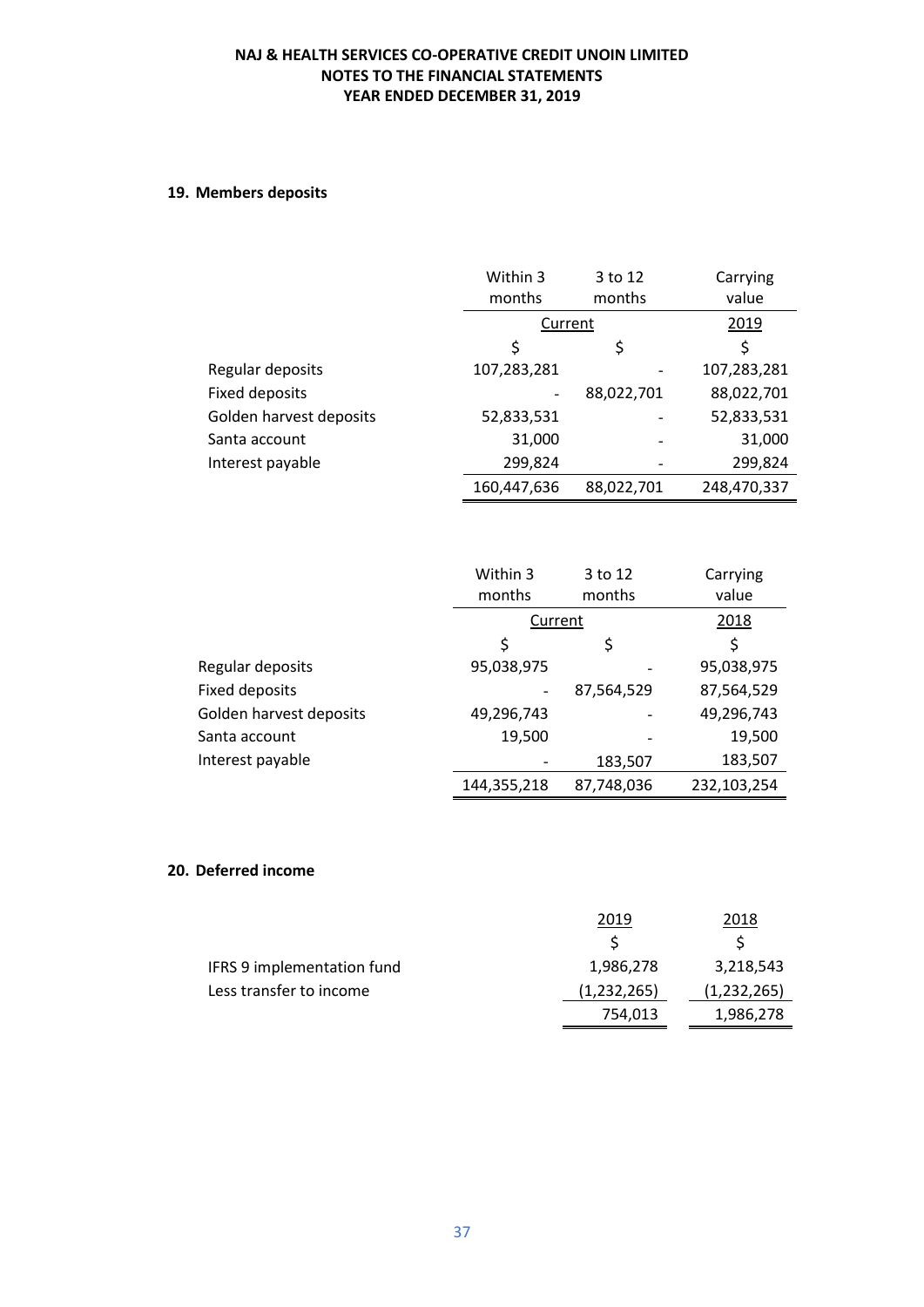**NAJ & HEALTH SERVICES CO-OPERATIVE CREDIT UNOIN LIMITED**
**NOTES TO THE FINANCIAL STATEMENTS**
**YEAR ENDED DECEMBER 31, 2019**

## 19. Members deposits

| | Within 3 months | 3 to 12 months | Carrying value |
|---|---|---|---|
| | Current | | 2019 |
| | $ | $ | $ |
| Regular deposits | 107,283,281 | - | 107,283,281 |
| Fixed deposits | - | 88,022,701 | 88,022,701 |
| Golden harvest deposits | 52,833,531 | - | 52,833,531 |
| Santa account | 31,000 | - | 31,000 |
| Interest payable | 299,824 | - | 299,824 |
| | 160,447,636 | 88,022,701 | 248,470,337 |

| | Within 3 months | 3 to 12 months | Carrying value |
|---|---|---|---|
| | Current | | 2018 |
| | $ | $ | $ |
| Regular deposits | 95,038,975 | - | 95,038,975 |
| Fixed deposits | - | 87,564,529 | 87,564,529 |
| Golden harvest deposits | 49,296,743 | - | 49,296,743 |
| Santa account | 19,500 | - | 19,500 |
| Interest payable | - | 183,507 | 183,507 |
| | 144,355,218 | 87,748,036 | 232,103,254 |

## 20. Deferred income

| | 2019 | 2018 |
|---|---|---|
| | $ | $ |
| IFRS 9 implementation fund | 1,986,278 | 3,218,543 |
| Less transfer to income | (1,232,265) | (1,232,265) |
| | 754,013 | 1,986,278 |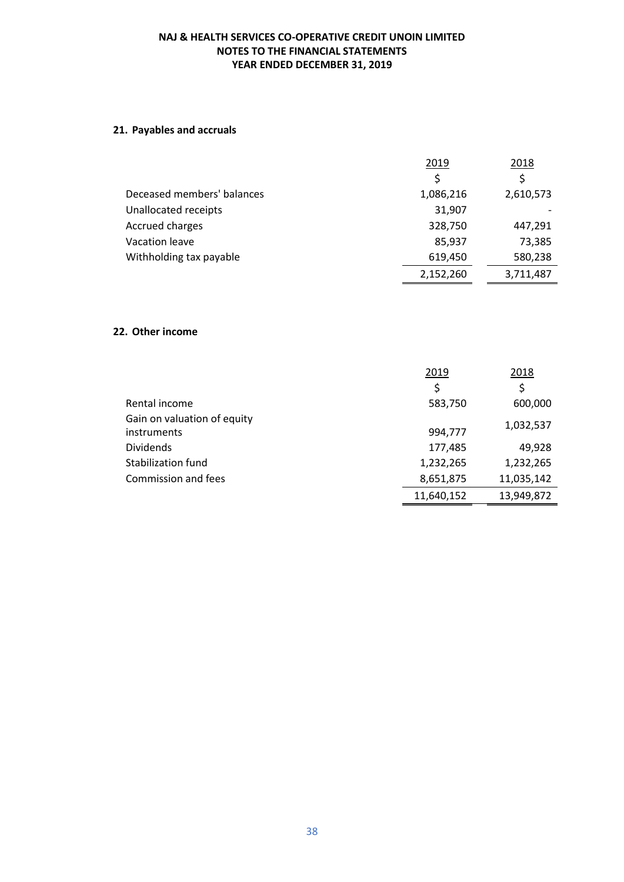**NAJ & HEALTH SERVICES CO-OPERATIVE CREDIT UNOIN LIMITED**
**NOTES TO THE FINANCIAL STATEMENTS**
**YEAR ENDED DECEMBER 31, 2019**

## 21. Payables and accruals

| | 2019 | 2018 |
|---|---|---|
| | $ | $ |
| Deceased members' balances | 1,086,216 | 2,610,573 |
| Unallocated receipts | 31,907 | - |
| Accrued charges | 328,750 | 447,291 |
| Vacation leave | 85,937 | 73,385 |
| Withholding tax payable | 619,450 | 580,238 |
| | 2,152,260 | 3,711,487 |

## 22. Other income

| | 2019 | 2018 |
|---|---|---|
| | $ | $ |
| Rental income | 583,750 | 600,000 |
| Gain on valuation of equity instruments | 994,777 | 1,032,537 |
| Dividends | 177,485 | 49,928 |
| Stabilization fund | 1,232,265 | 1,232,265 |
| Commission and fees | 8,651,875 | 11,035,142 |
| | 11,640,152 | 13,949,872 |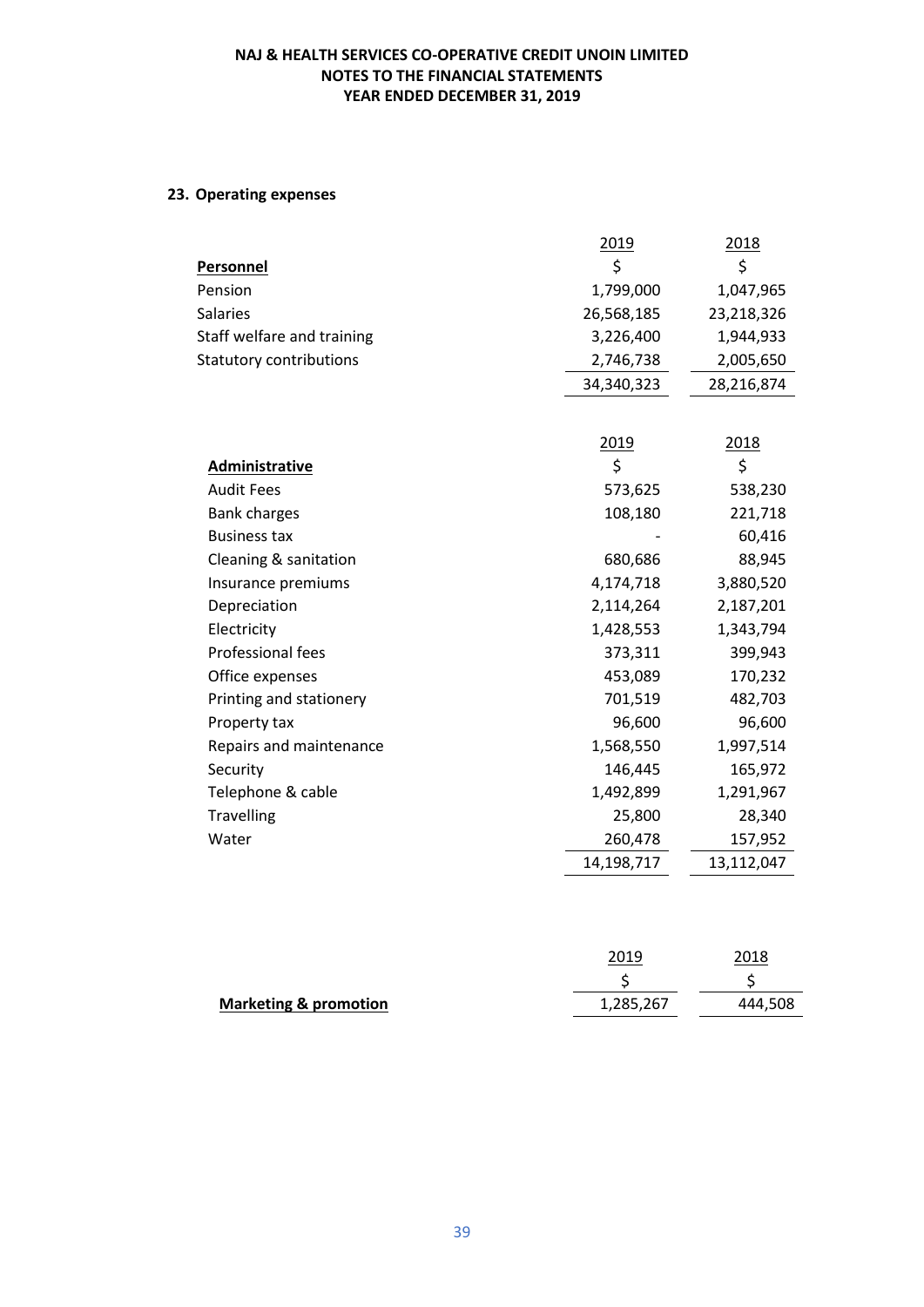**NAJ & HEALTH SERVICES CO-OPERATIVE CREDIT UNOIN LIMITED**
**NOTES TO THE FINANCIAL STATEMENTS**
**YEAR ENDED DECEMBER 31, 2019**

## 23. Operating expenses

| | 2019 | 2018 |
|---|---|---|
| **Personnel** | $ | $ |
| Pension | 1,799,000 | 1,047,965 |
| Salaries | 26,568,185 | 23,218,326 |
| Staff welfare and training | 3,226,400 | 1,944,933 |
| Statutory contributions | 2,746,738 | 2,005,650 |
| | 34,340,323 | 28,216,874 |

| | 2019 | 2018 |
|---|---|---|
| **Administrative** | $ | $ |
| Audit Fees | 573,625 | 538,230 |
| Bank charges | 108,180 | 221,718 |
| Business tax | - | 60,416 |
| Cleaning & sanitation | 680,686 | 88,945 |
| Insurance premiums | 4,174,718 | 3,880,520 |
| Depreciation | 2,114,264 | 2,187,201 |
| Electricity | 1,428,553 | 1,343,794 |
| Professional fees | 373,311 | 399,943 |
| Office expenses | 453,089 | 170,232 |
| Printing and stationery | 701,519 | 482,703 |
| Property tax | 96,600 | 96,600 |
| Repairs and maintenance | 1,568,550 | 1,997,514 |
| Security | 146,445 | 165,972 |
| Telephone & cable | 1,492,899 | 1,291,967 |
| Travelling | 25,800 | 28,340 |
| Water | 260,478 | 157,952 |
| | 14,198,717 | 13,112,047 |

| | 2019 | 2018 |
|---|---|---|
| | $ | $ |
| **Marketing & promotion** | 1,285,267 | 444,508 |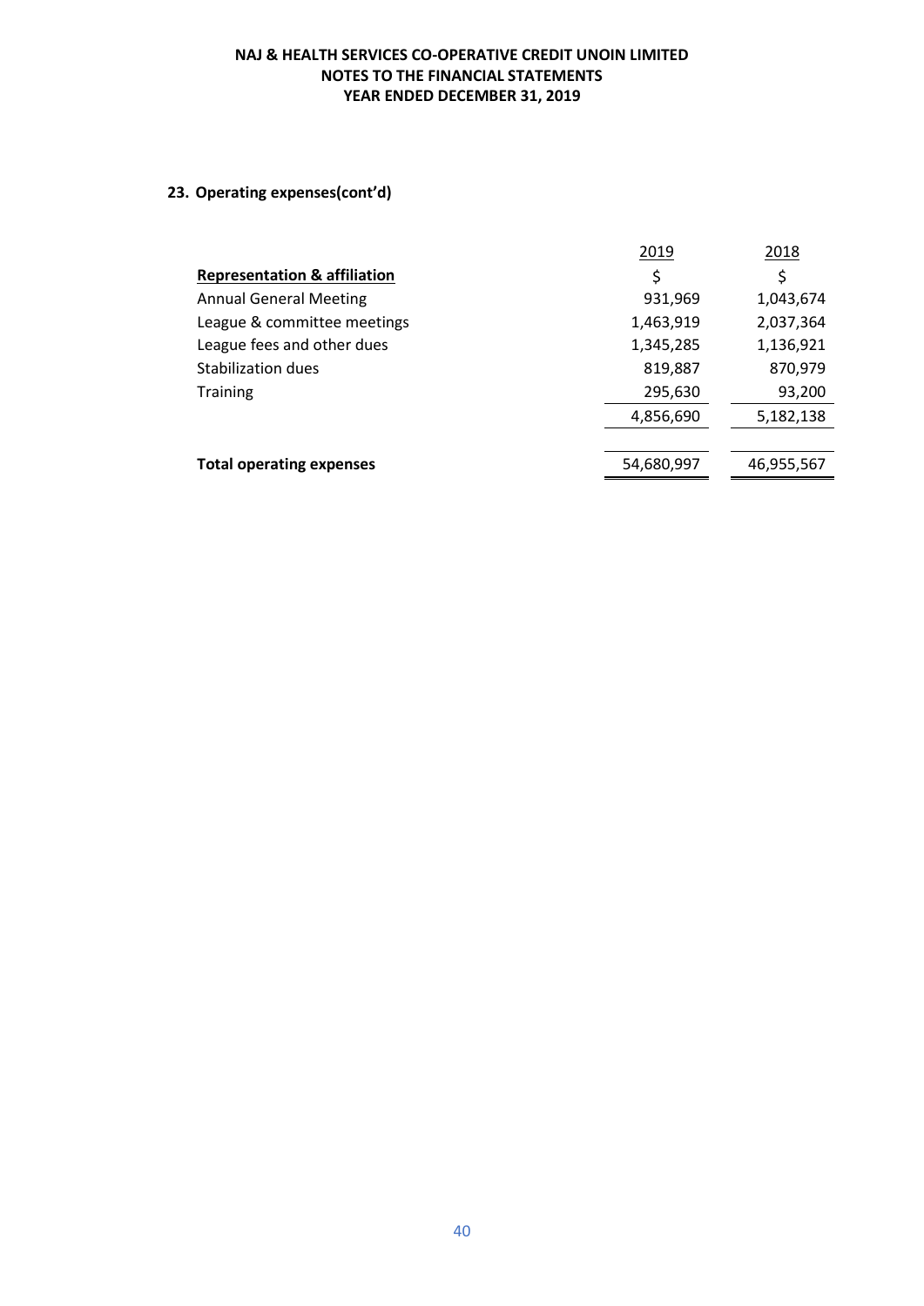## 23. Operating expenses(cont'd)

| | 2019 | 2018 |
|---|---|---|
| **Representation & affiliation** | $ | $ |
| Annual General Meeting | 931,969 | 1,043,674 |
| League & committee meetings | 1,463,919 | 2,037,364 |
| League fees and other dues | 1,345,285 | 1,136,921 |
| Stabilization dues | 819,887 | 870,979 |
| Training | 295,630 | 93,200 |
| | 4,856,690 | 5,182,138 |
| **Total operating expenses** | 54,680,997 | 46,955,567 |